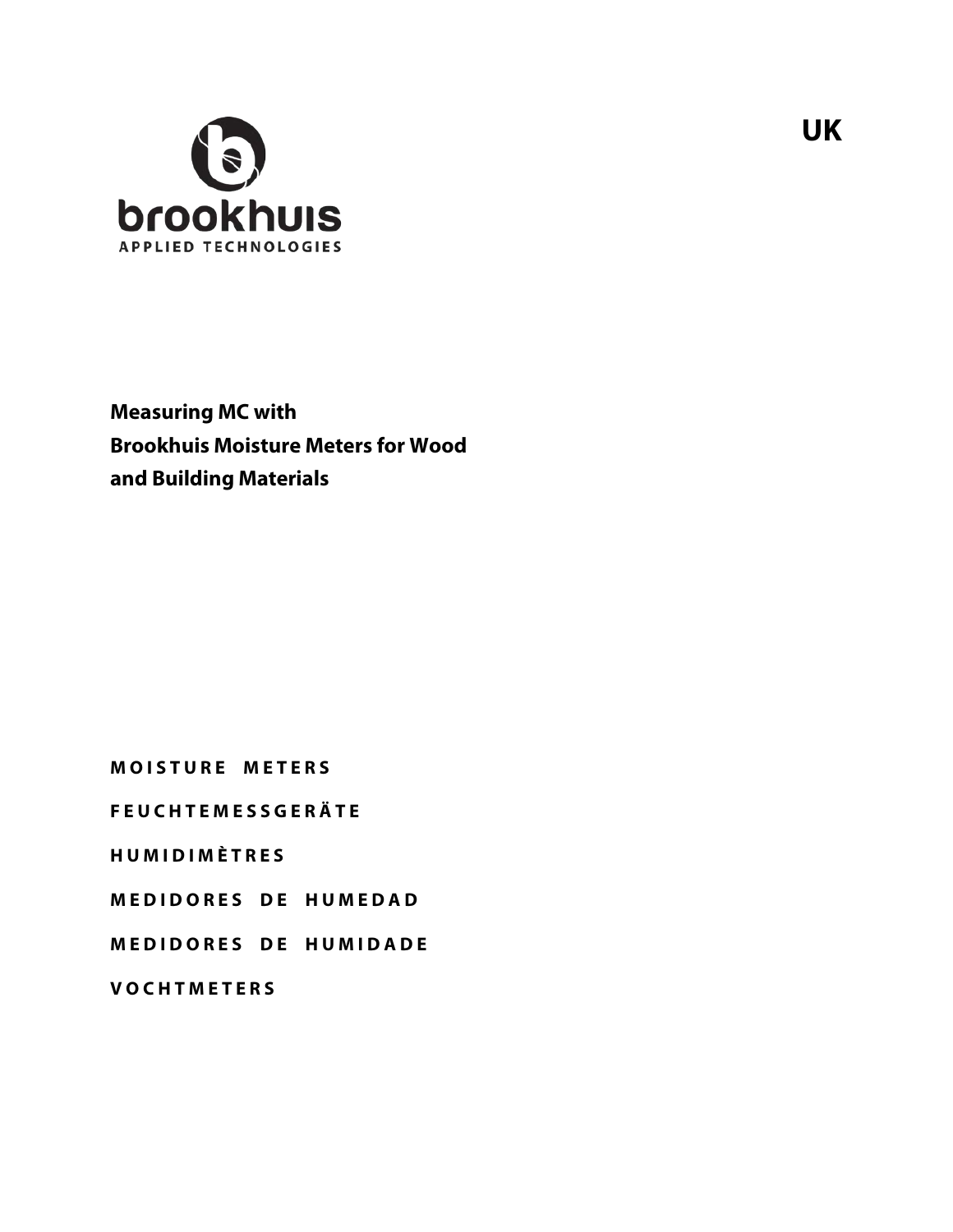brookhuis

APPLIED TECHNOLOGIES

UK

# Measuring MC with Brookhuis Moisture Meters for Wood and Building Materials

MOISTURE METERS

FEUCHTEMESSGERÄTE

HUMIDIMÈTRES

MEDIDORES DE HUMEDAD

MEDIDORES DE HUMIDADE

VOCHTMETERS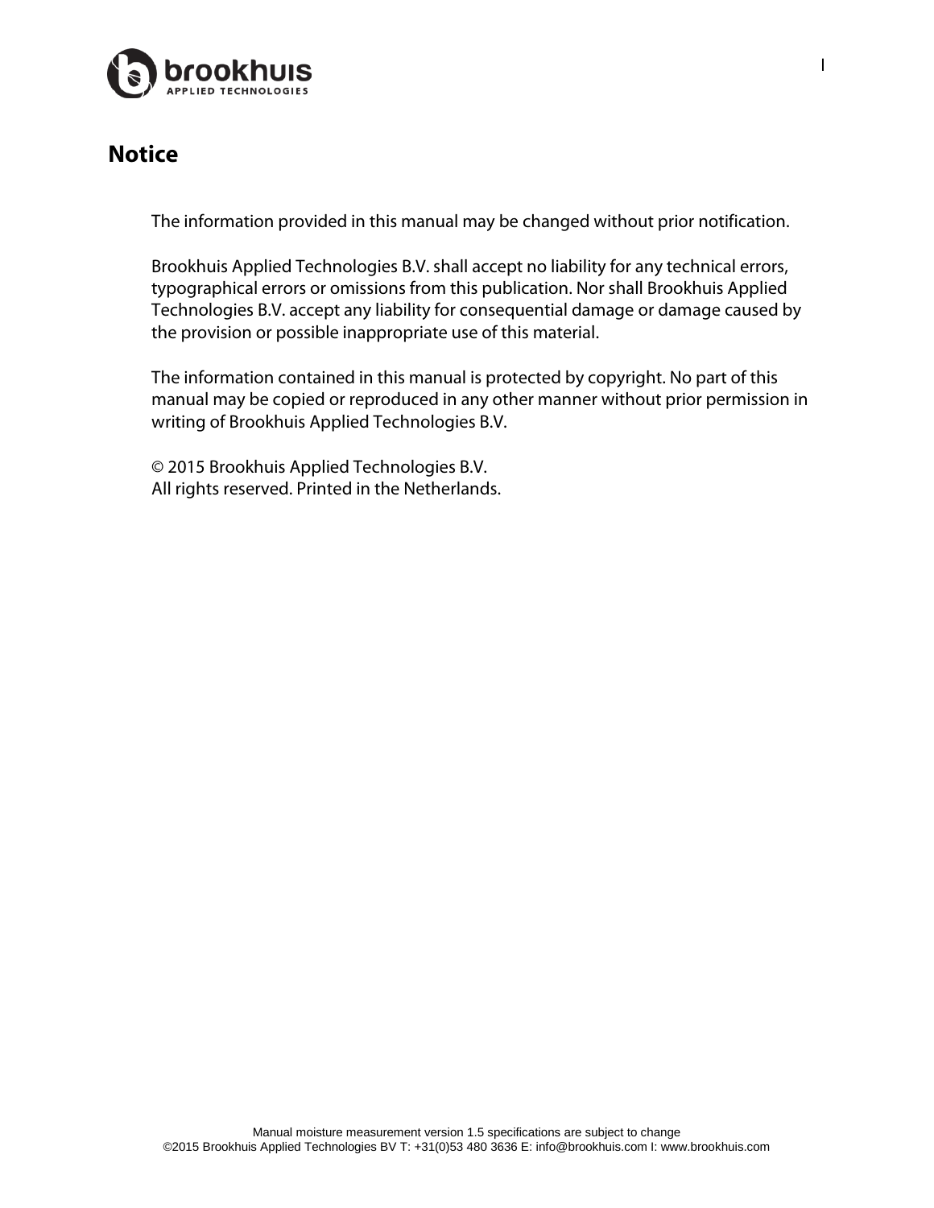# Notice

The information provided in this manual may be changed without prior notification.

Brookhuis Applied Technologies B.V. shall accept no liability for any technical errors, typographical errors or omissions from this publication. Nor shall Brookhuis Applied Technologies B.V. accept any liability for consequential damage or damage caused by the provision or possible inappropriate use of this material.

The information contained in this manual is protected by copyright. No part of this manual may be copied or reproduced in any other manner without prior permission in writing of Brookhuis Applied Technologies B.V.

© 2015 Brookhuis Applied Technologies B.V.
All rights reserved. Printed in the Netherlands.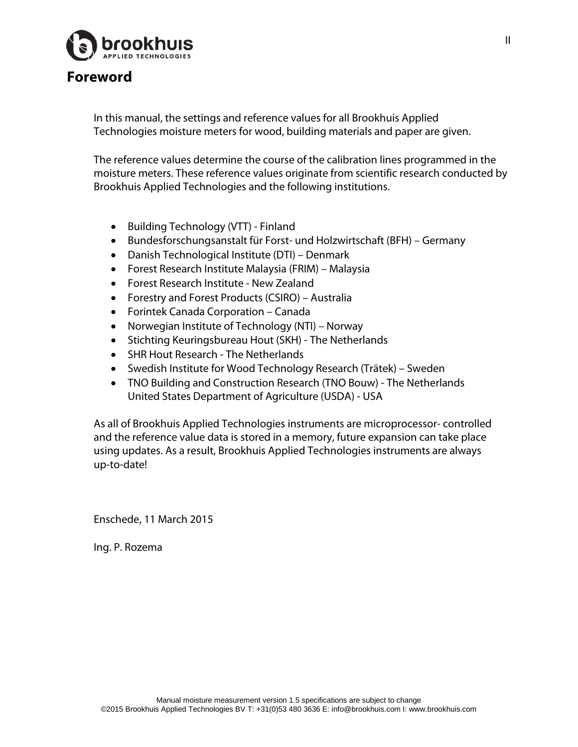# Foreword

In this manual, the settings and reference values for all Brookhuis Applied Technologies moisture meters for wood, building materials and paper are given.

The reference values determine the course of the calibration lines programmed in the moisture meters. These reference values originate from scientific research conducted by Brookhuis Applied Technologies and the following institutions.

- Building Technology (VTT) - Finland
- Bundesforschungsanstalt für Forst- und Holzwirtschaft (BFH) – Germany
- Danish Technological Institute (DTI) – Denmark
- Forest Research Institute Malaysia (FRIM) – Malaysia
- Forest Research Institute - New Zealand
- Forestry and Forest Products (CSIRO) – Australia
- Forintek Canada Corporation – Canada
- Norwegian Institute of Technology (NTI) – Norway
- Stichting Keuringsbureau Hout (SKH) - The Netherlands
- SHR Hout Research - The Netherlands
- Swedish Institute for Wood Technology Research (Trätek) – Sweden
- TNO Building and Construction Research (TNO Bouw) - The Netherlands
  United States Department of Agriculture (USDA) - USA

As all of Brookhuis Applied Technologies instruments are microprocessor- controlled and the reference value data is stored in a memory, future expansion can take place using updates. As a result, Brookhuis Applied Technologies instruments are always up-to-date!

Enschede, 11 March 2015

Ing. P. Rozema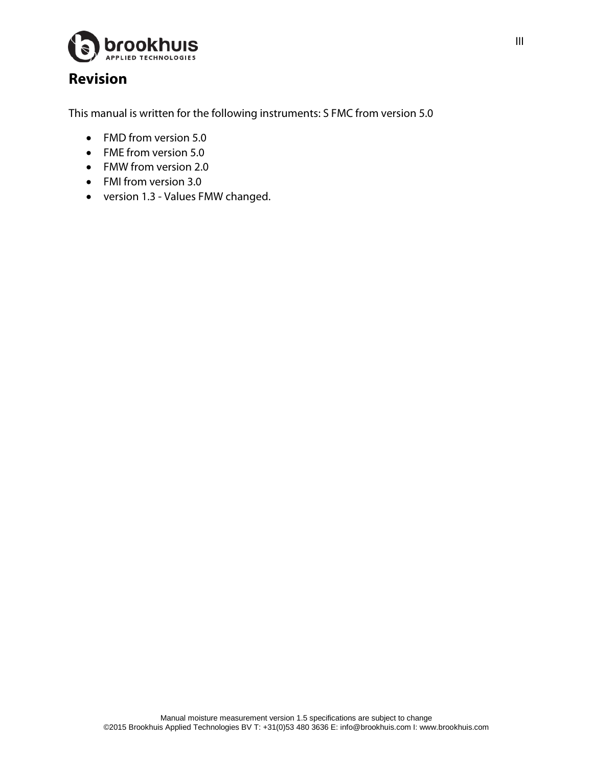# Revision

This manual is written for the following instruments: S FMC from version 5.0

- FMD from version 5.0
- FME from version 5.0
- FMW from version 2.0
- FMI from version 3.0
- version 1.3 - Values FMW changed.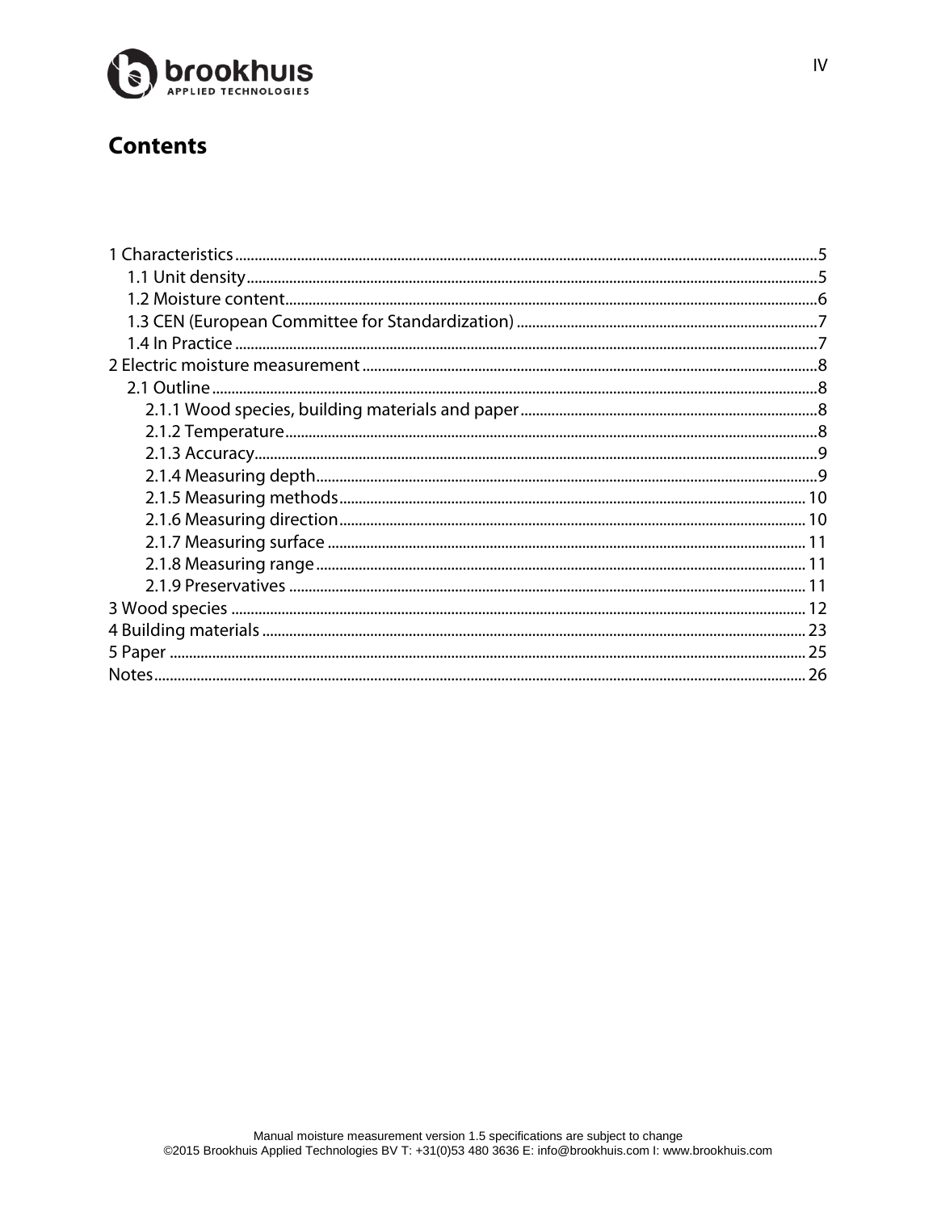# Contents

1 Characteristics ........ 5
- 1.1 Unit density ........ 5
- 1.2 Moisture content ........ 6
- 1.3 CEN (European Committee for Standardization) ........ 7
- 1.4 In Practice ........ 7

2 Electric moisture measurement ........ 8
- 2.1 Outline ........ 8
  - 2.1.1 Wood species, building materials and paper ........ 8
  - 2.1.2 Temperature ........ 8
  - 2.1.3 Accuracy ........ 9
  - 2.1.4 Measuring depth ........ 9
  - 2.1.5 Measuring methods ........ 10
  - 2.1.6 Measuring direction ........ 10
  - 2.1.7 Measuring surface ........ 11
  - 2.1.8 Measuring range ........ 11
  - 2.1.9 Preservatives ........ 11

3 Wood species ........ 12

4 Building materials ........ 23

5 Paper ........ 25

Notes ........ 26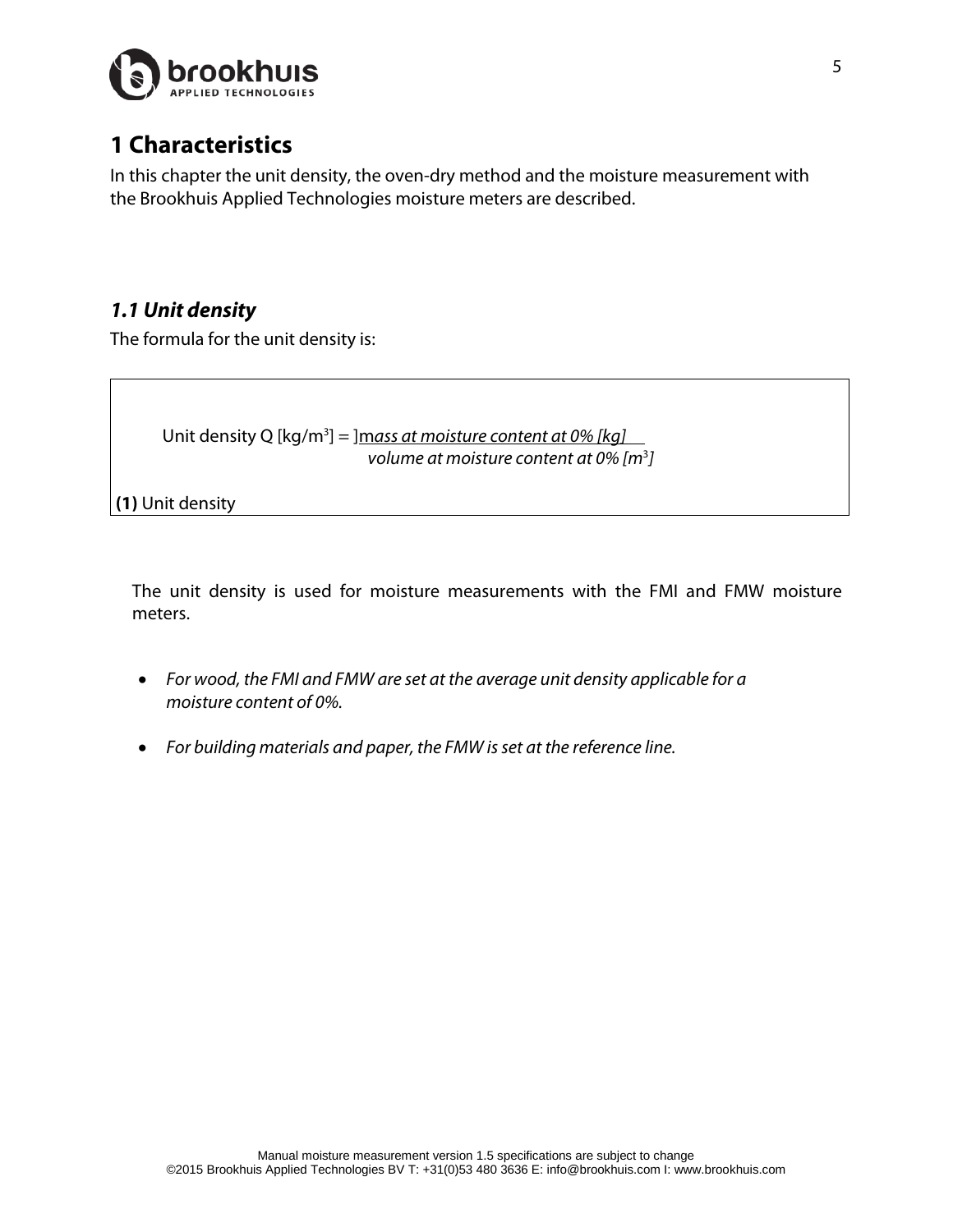# 1 Characteristics

In this chapter the unit density, the oven-dry method and the moisture measurement with the Brookhuis Applied Technologies moisture meters are described.

## *1.1 Unit density*

The formula for the unit density is:

$$\text{Unit density } Q\ [kg/m^3] = \frac{\textit{mass at moisture content at 0\% [kg]}}{\textit{volume at moisture content at 0\% } [m^3]}$$

**(1)** Unit density

The unit density is used for moisture measurements with the FMI and FMW moisture meters.

- *For wood, the FMI and FMW are set at the average unit density applicable for a moisture content of 0%.*
- *For building materials and paper, the FMW is set at the reference line.*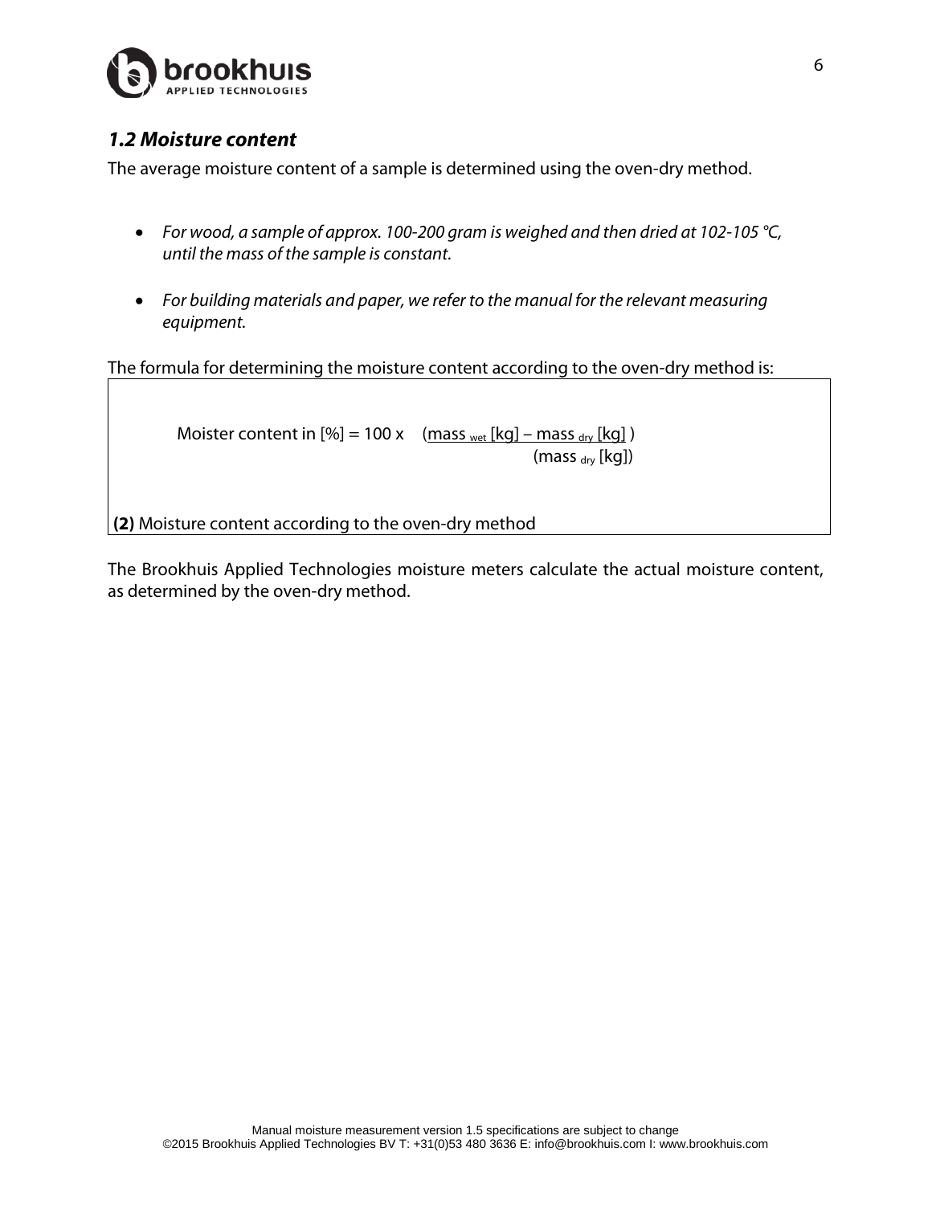### *1.2 Moisture content*

The average moisture content of a sample is determined using the oven-dry method.

- *For wood, a sample of approx. 100-200 gram is weighed and then dried at 102-105 °C, until the mass of the sample is constant.*

- *For building materials and paper, we refer to the manual for the relevant measuring equipment.*

The formula for determining the moisture content according to the oven-dry method is:

$$\text{Moister content in } [\%] = 100 \times \frac{(\text{mass}_{wet}\,[\text{kg}] - \text{mass}_{dry}\,[\text{kg}])}{(\text{mass}_{dry}\,[\text{kg}])}$$

**(2)** Moisture content according to the oven-dry method

The Brookhuis Applied Technologies moisture meters calculate the actual moisture content, as determined by the oven-dry method.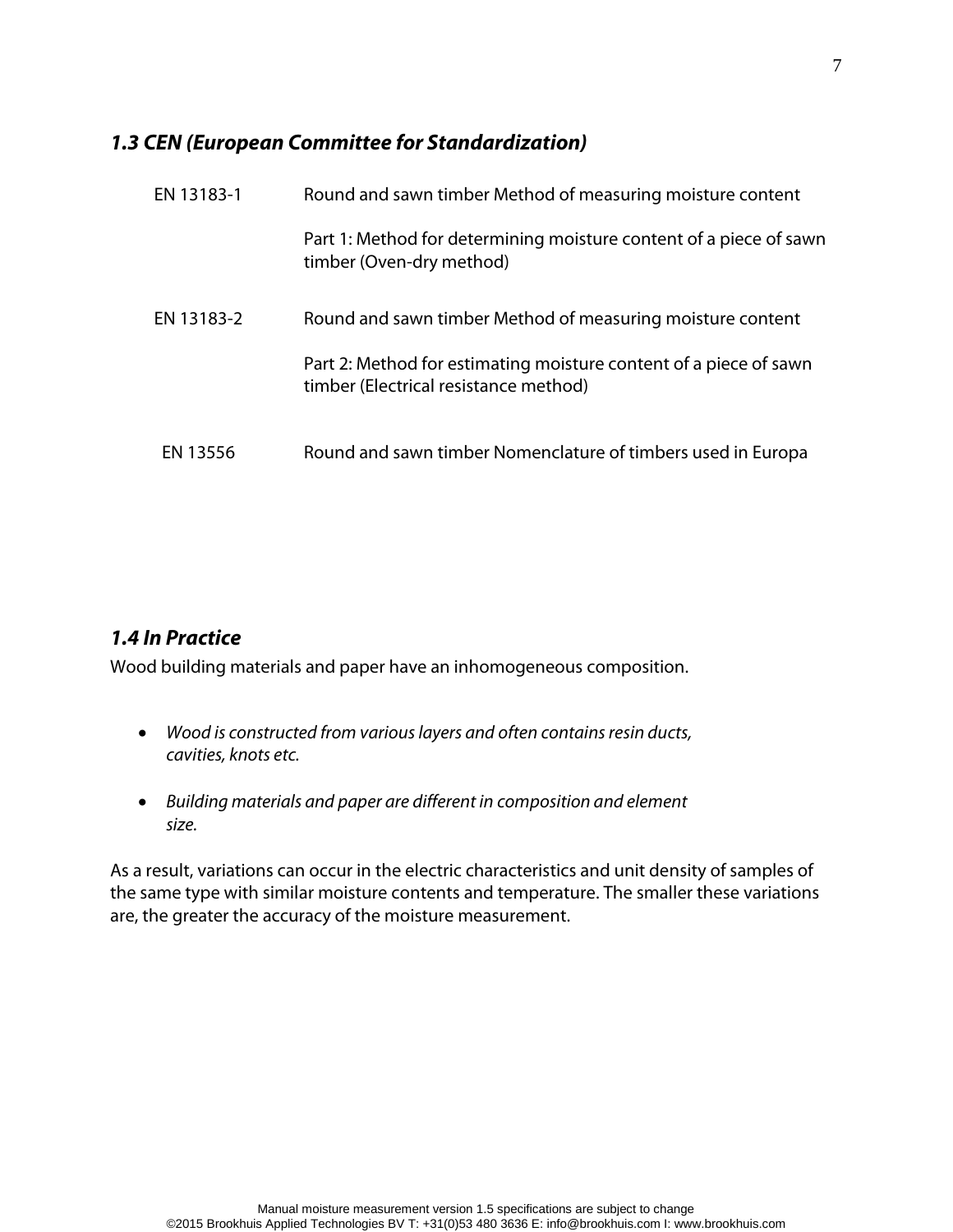### *1.3 CEN (European Committee for Standardization)*

| | |
|---|---|
| EN 13183-1 | Round and sawn timber Method of measuring moisture content<br><br>Part 1: Method for determining moisture content of a piece of sawn timber (Oven-dry method) |
| EN 13183-2 | Round and sawn timber Method of measuring moisture content<br><br>Part 2: Method for estimating moisture content of a piece of sawn timber (Electrical resistance method) |
| EN 13556 | Round and sawn timber Nomenclature of timbers used in Europa |

### *1.4 In Practice*

Wood building materials and paper have an inhomogeneous composition.

- *Wood is constructed from various layers and often contains resin ducts, cavities, knots etc.*
- *Building materials and paper are different in composition and element size.*

As a result, variations can occur in the electric characteristics and unit density of samples of the same type with similar moisture contents and temperature. The smaller these variations are, the greater the accuracy of the moisture measurement.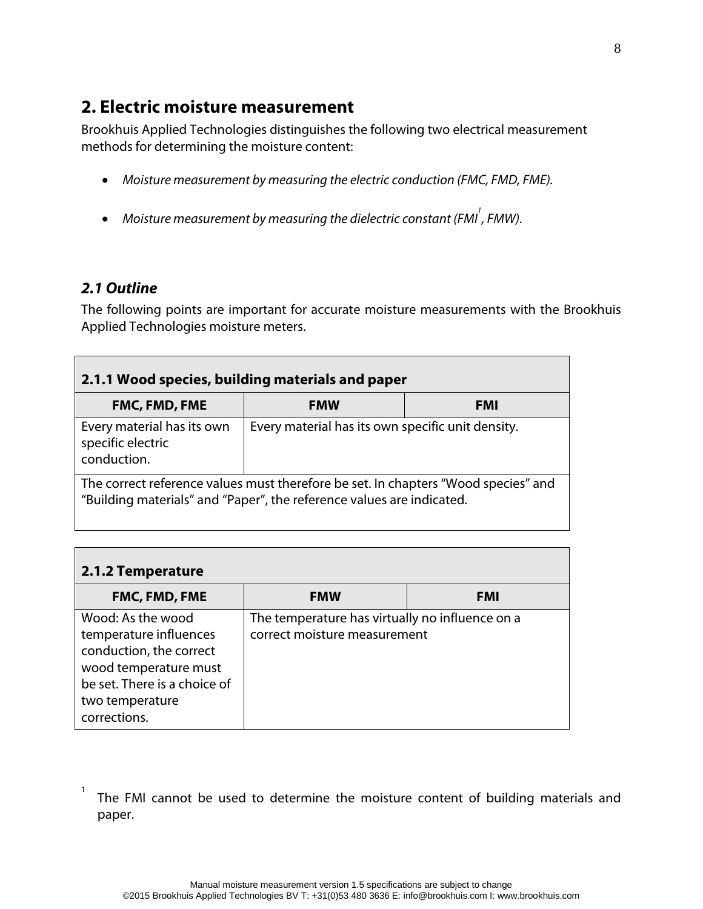## 2. Electric moisture measurement

Brookhuis Applied Technologies distinguishes the following two electrical measurement methods for determining the moisture content:

- *Moisture measurement by measuring the electric conduction (FMC, FMD, FME).*
- *Moisture measurement by measuring the dielectric constant (FMI[1], FMW).*

### *2.1 Outline*

The following points are important for accurate moisture measurements with the Brookhuis Applied Technologies moisture meters.

| **2.1.1 Wood species, building materials and paper** | | |
|---|---|---|
| **FMC, FMD, FME** | **FMW** | **FMI** |
| Every material has its own specific electric conduction. | Every material has its own specific unit density. | |
| The correct reference values must therefore be set. In chapters "Wood species" and "Building materials" and "Paper", the reference values are indicated. | | |

| **2.1.2 Temperature** | | |
|---|---|---|
| **FMC, FMD, FME** | **FMW** | **FMI** |
| Wood: As the wood temperature influences conduction, the correct wood temperature must be set. There is a choice of two temperature corrections. | The temperature has virtually no influence on a correct moisture measurement | |

[1] The FMI cannot be used to determine the moisture content of building materials and paper.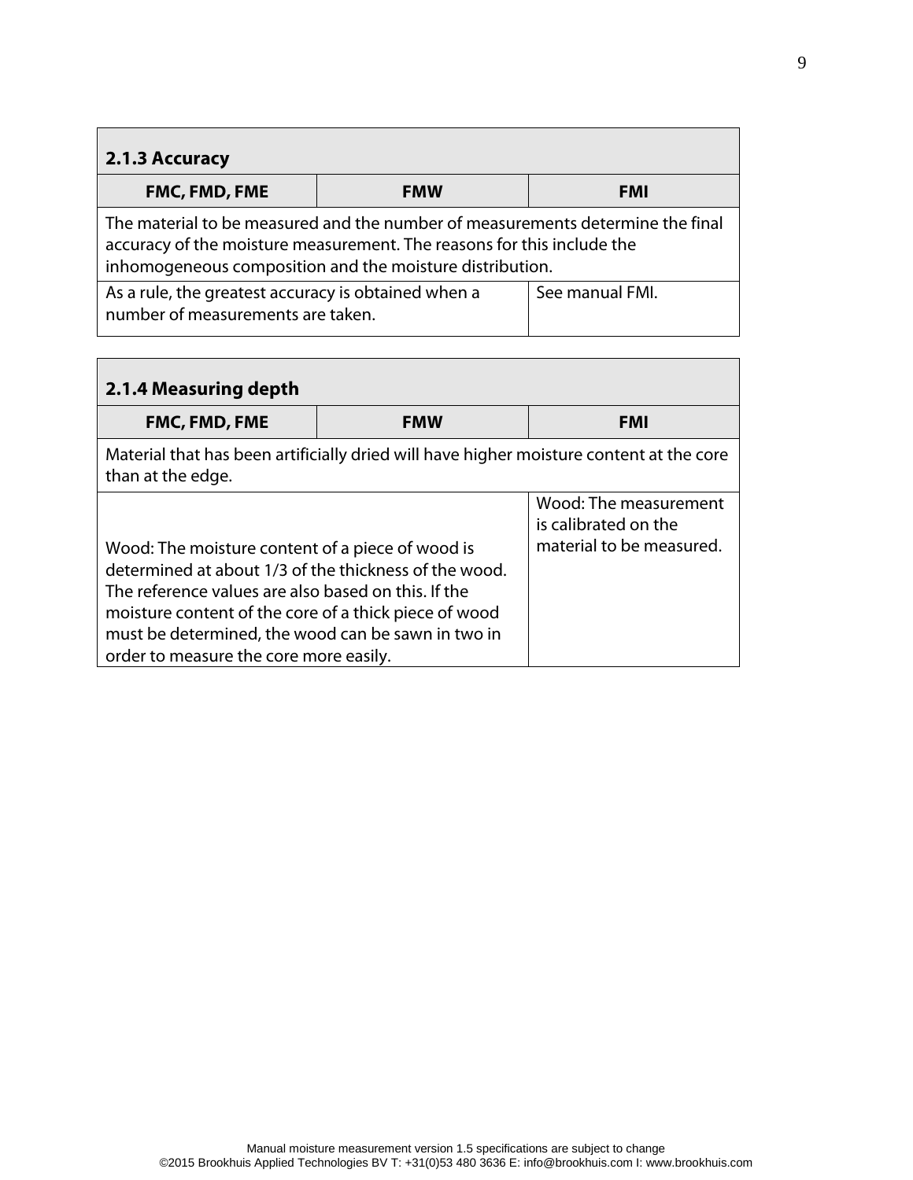| 2.1.3 Accuracy | | |
|---|---|---|
| **FMC, FMD, FME** | **FMW** | **FMI** |
| The material to be measured and the number of measurements determine the final accuracy of the moisture measurement. The reasons for this include the inhomogeneous composition and the moisture distribution. | | |
| As a rule, the greatest accuracy is obtained when a number of measurements are taken. | | See manual FMI. |

| 2.1.4 Measuring depth | | |
|---|---|---|
| **FMC, FMD, FME** | **FMW** | **FMI** |
| Material that has been artificially dried will have higher moisture content at the core than at the edge. | | |
| Wood: The moisture content of a piece of wood is determined at about 1/3 of the thickness of the wood. The reference values are also based on this. If the moisture content of the core of a thick piece of wood must be determined, the wood can be sawn in two in order to measure the core more easily. | | Wood: The measurement is calibrated on the material to be measured. |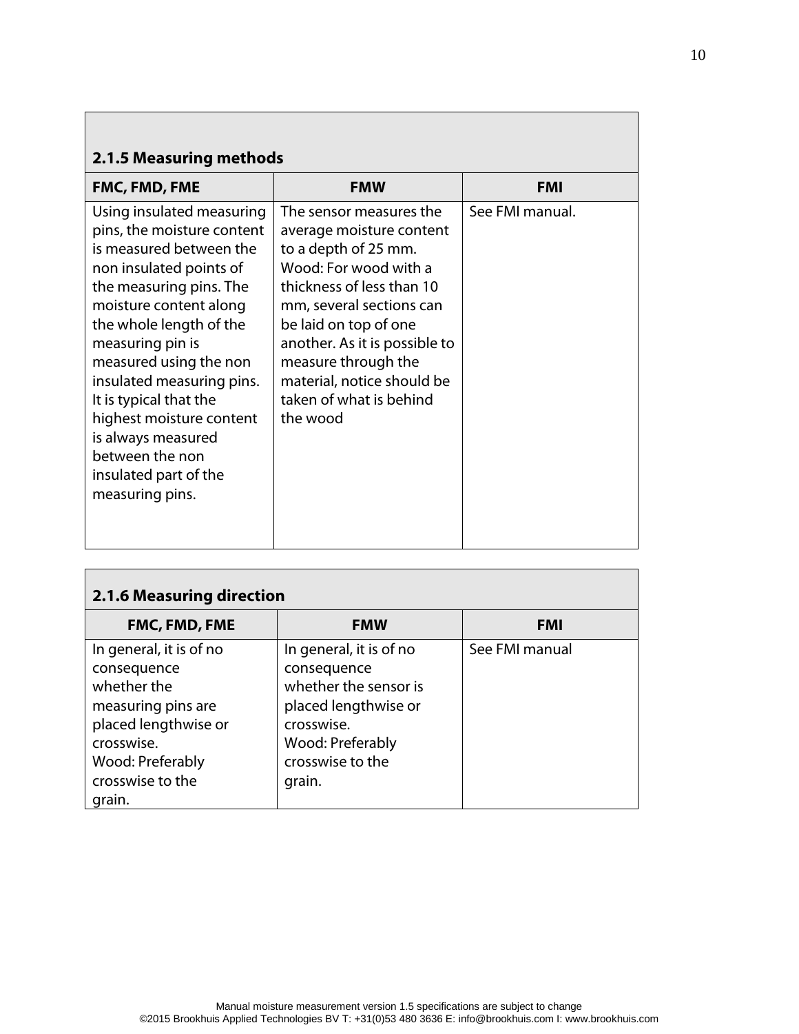### 2.1.5 Measuring methods

| FMC, FMD, FME | FMW | FMI |
|---|---|---|
| Using insulated measuring pins, the moisture content is measured between the non insulated points of the measuring pins. The moisture content along the whole length of the measuring pin is measured using the non insulated measuring pins. It is typical that the highest moisture content is always measured between the non insulated part of the measuring pins. | The sensor measures the average moisture content to a depth of 25 mm. Wood: For wood with a thickness of less than 10 mm, several sections can be laid on top of one another. As it is possible to measure through the material, notice should be taken of what is behind the wood | See FMI manual. |

### 2.1.6 Measuring direction

| FMC, FMD, FME | FMW | FMI |
|---|---|---|
| In general, it is of no consequence whether the measuring pins are placed lengthwise or crosswise. Wood: Preferably crosswise to the grain. | In general, it is of no consequence whether the sensor is placed lengthwise or crosswise. Wood: Preferably crosswise to the grain. | See FMI manual |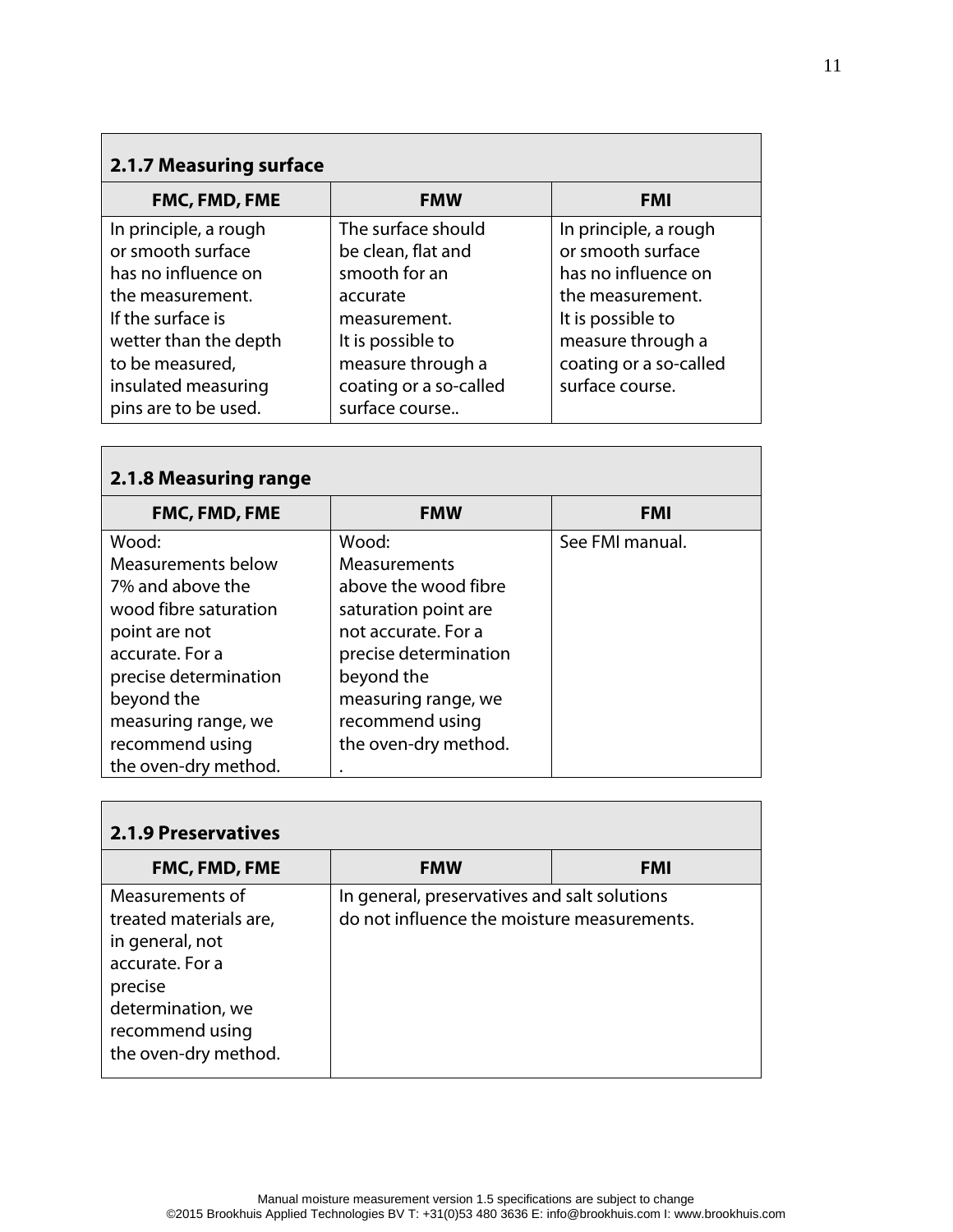### 2.1.7 Measuring surface

| FMC, FMD, FME | FMW | FMI |
|---|---|---|
| In principle, a rough or smooth surface has no influence on the measurement. If the surface is wetter than the depth to be measured, insulated measuring pins are to be used. | The surface should be clean, flat and smooth for an accurate measurement. It is possible to measure through a coating or a so-called surface course.. | In principle, a rough or smooth surface has no influence on the measurement. It is possible to measure through a coating or a so-called surface course. |

### 2.1.8 Measuring range

| FMC, FMD, FME | FMW | FMI |
|---|---|---|
| Wood: Measurements below 7% and above the wood fibre saturation point are not accurate. For a precise determination beyond the measuring range, we recommend using the oven-dry method. | Wood: Measurements above the wood fibre saturation point are not accurate. For a precise determination beyond the measuring range, we recommend using the oven-dry method. . | See FMI manual. |

### 2.1.9 Preservatives

| FMC, FMD, FME | FMW | FMI |
|---|---|---|
| Measurements of treated materials are, in general, not accurate. For a precise determination, we recommend using the oven-dry method. | In general, preservatives and salt solutions do not influence the moisture measurements. | |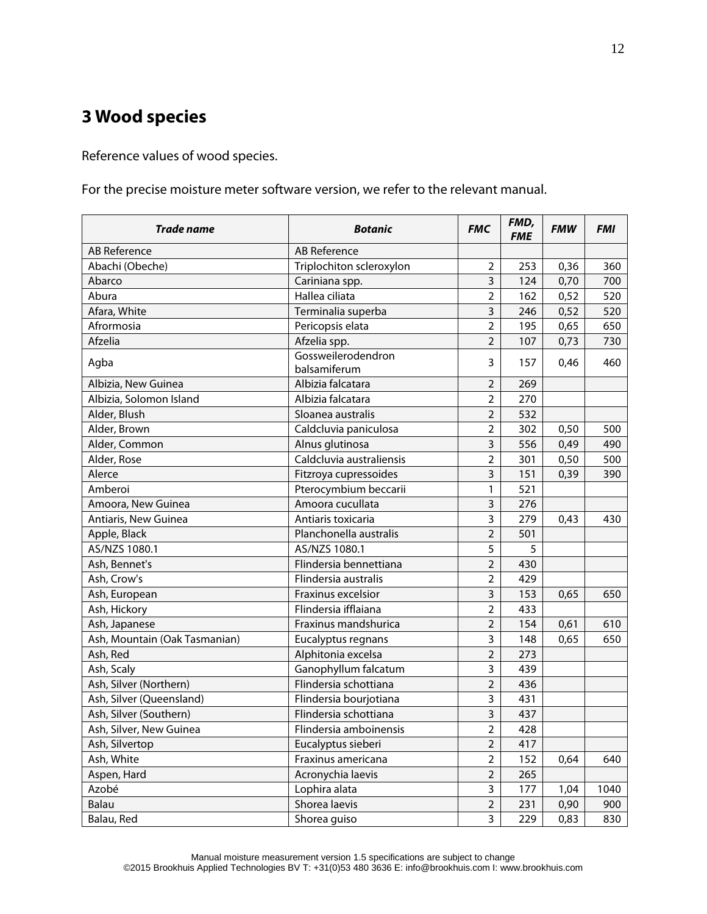# 3 Wood species

Reference values of wood species.

For the precise moisture meter software version, we refer to the relevant manual.

| ***Trade name*** | ***Botanic*** | ***FMC*** | ***FMD, FME*** | ***FMW*** | ***FMI*** |
|---|---|---|---|---|---|
| AB Reference | AB Reference | | | | |
| Abachi (Obeche) | Triplochiton scleroxylon | 2 | 253 | 0,36 | 360 |
| Abarco | Cariniana spp. | 3 | 124 | 0,70 | 700 |
| Abura | Hallea ciliata | 2 | 162 | 0,52 | 520 |
| Afara, White | Terminalia superba | 3 | 246 | 0,52 | 520 |
| Afrormosia | Pericopsis elata | 2 | 195 | 0,65 | 650 |
| Afzelia | Afzelia spp. | 2 | 107 | 0,73 | 730 |
| Agba | Gossweilerodendron balsamiferum | 3 | 157 | 0,46 | 460 |
| Albizia, New Guinea | Albizia falcatara | 2 | 269 | | |
| Albizia, Solomon Island | Albizia falcatara | 2 | 270 | | |
| Alder, Blush | Sloanea australis | 2 | 532 | | |
| Alder, Brown | Caldcluvia paniculosa | 2 | 302 | 0,50 | 500 |
| Alder, Common | Alnus glutinosa | 3 | 556 | 0,49 | 490 |
| Alder, Rose | Caldcluvia australiensis | 2 | 301 | 0,50 | 500 |
| Alerce | Fitzroya cupressoides | 3 | 151 | 0,39 | 390 |
| Amberoi | Pterocymbium beccarii | 1 | 521 | | |
| Amoora, New Guinea | Amoora cucullata | 3 | 276 | | |
| Antiaris, New Guinea | Antiaris toxicaria | 3 | 279 | 0,43 | 430 |
| Apple, Black | Planchonella australis | 2 | 501 | | |
| AS/NZS 1080.1 | AS/NZS 1080.1 | 5 | 5 | | |
| Ash, Bennet's | Flindersia bennettiana | 2 | 430 | | |
| Ash, Crow's | Flindersia australis | 2 | 429 | | |
| Ash, European | Fraxinus excelsior | 3 | 153 | 0,65 | 650 |
| Ash, Hickory | Flindersia ifflaiana | 2 | 433 | | |
| Ash, Japanese | Fraxinus mandshurica | 2 | 154 | 0,61 | 610 |
| Ash, Mountain (Oak Tasmanian) | Eucalyptus regnans | 3 | 148 | 0,65 | 650 |
| Ash, Red | Alphitonia excelsa | 2 | 273 | | |
| Ash, Scaly | Ganophyllum falcatum | 3 | 439 | | |
| Ash, Silver (Northern) | Flindersia schottiana | 2 | 436 | | |
| Ash, Silver (Queensland) | Flindersia bourjotiana | 3 | 431 | | |
| Ash, Silver (Southern) | Flindersia schottiana | 3 | 437 | | |
| Ash, Silver, New Guinea | Flindersia amboinensis | 2 | 428 | | |
| Ash, Silvertop | Eucalyptus sieberi | 2 | 417 | | |
| Ash, White | Fraxinus americana | 2 | 152 | 0,64 | 640 |
| Aspen, Hard | Acronychia laevis | 2 | 265 | | |
| Azobé | Lophira alata | 3 | 177 | 1,04 | 1040 |
| Balau | Shorea laevis | 2 | 231 | 0,90 | 900 |
| Balau, Red | Shorea guiso | 3 | 229 | 0,83 | 830 |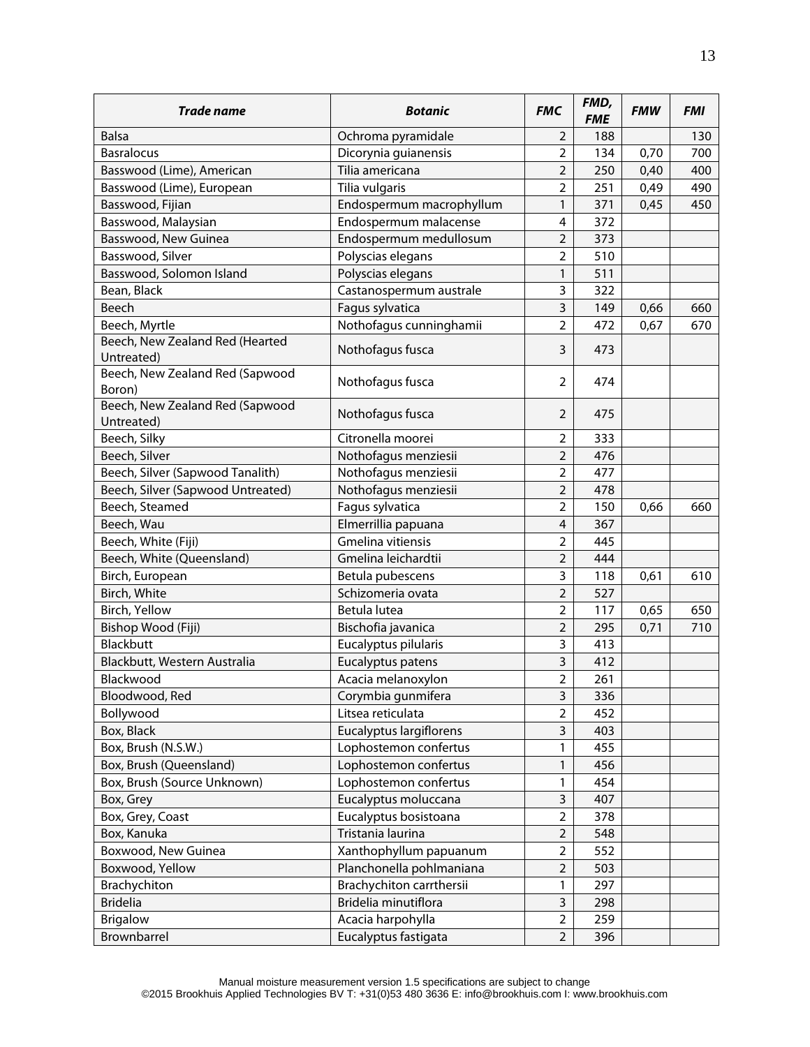| ***Trade name*** | ***Botanic*** | ***FMC*** | ***FMD, FME*** | ***FMW*** | ***FMI*** |
|---|---|---|---|---|---|
| Balsa | Ochroma pyramidale | 2 | 188 | | 130 |
| Basralocus | Dicorynia guianensis | 2 | 134 | 0,70 | 700 |
| Basswood (Lime), American | Tilia americana | 2 | 250 | 0,40 | 400 |
| Basswood (Lime), European | Tilia vulgaris | 2 | 251 | 0,49 | 490 |
| Basswood, Fijian | Endospermum macrophyllum | 1 | 371 | 0,45 | 450 |
| Basswood, Malaysian | Endospermum malacense | 4 | 372 | | |
| Basswood, New Guinea | Endospermum medullosum | 2 | 373 | | |
| Basswood, Silver | Polyscias elegans | 2 | 510 | | |
| Basswood, Solomon Island | Polyscias elegans | 1 | 511 | | |
| Bean, Black | Castanospermum australe | 3 | 322 | | |
| Beech | Fagus sylvatica | 3 | 149 | 0,66 | 660 |
| Beech, Myrtle | Nothofagus cunninghamii | 2 | 472 | 0,67 | 670 |
| Beech, New Zealand Red (Hearted Untreated) | Nothofagus fusca | 3 | 473 | | |
| Beech, New Zealand Red (Sapwood Boron) | Nothofagus fusca | 2 | 474 | | |
| Beech, New Zealand Red (Sapwood Untreated) | Nothofagus fusca | 2 | 475 | | |
| Beech, Silky | Citronella moorei | 2 | 333 | | |
| Beech, Silver | Nothofagus menziesii | 2 | 476 | | |
| Beech, Silver (Sapwood Tanalith) | Nothofagus menziesii | 2 | 477 | | |
| Beech, Silver (Sapwood Untreated) | Nothofagus menziesii | 2 | 478 | | |
| Beech, Steamed | Fagus sylvatica | 2 | 150 | 0,66 | 660 |
| Beech, Wau | Elmerrillia papuana | 4 | 367 | | |
| Beech, White (Fiji) | Gmelina vitiensis | 2 | 445 | | |
| Beech, White (Queensland) | Gmelina leichardtii | 2 | 444 | | |
| Birch, European | Betula pubescens | 3 | 118 | 0,61 | 610 |
| Birch, White | Schizomeria ovata | 2 | 527 | | |
| Birch, Yellow | Betula lutea | 2 | 117 | 0,65 | 650 |
| Bishop Wood (Fiji) | Bischofia javanica | 2 | 295 | 0,71 | 710 |
| Blackbutt | Eucalyptus pilularis | 3 | 413 | | |
| Blackbutt, Western Australia | Eucalyptus patens | 3 | 412 | | |
| Blackwood | Acacia melanoxylon | 2 | 261 | | |
| Bloodwood, Red | Corymbia gunmifera | 3 | 336 | | |
| Bollywood | Litsea reticulata | 2 | 452 | | |
| Box, Black | Eucalyptus largiflorens | 3 | 403 | | |
| Box, Brush (N.S.W.) | Lophostemon confertus | 1 | 455 | | |
| Box, Brush (Queensland) | Lophostemon confertus | 1 | 456 | | |
| Box, Brush (Source Unknown) | Lophostemon confertus | 1 | 454 | | |
| Box, Grey | Eucalyptus moluccana | 3 | 407 | | |
| Box, Grey, Coast | Eucalyptus bosistoana | 2 | 378 | | |
| Box, Kanuka | Tristania laurina | 2 | 548 | | |
| Boxwood, New Guinea | Xanthophyllum papuanum | 2 | 552 | | |
| Boxwood, Yellow | Planchonella pohlmaniana | 2 | 503 | | |
| Brachychiton | Brachychiton carrthersii | 1 | 297 | | |
| Bridelia | Bridelia minutiflora | 3 | 298 | | |
| Brigalow | Acacia harpohylla | 2 | 259 | | |
| Brownbarrel | Eucalyptus fastigata | 2 | 396 | | |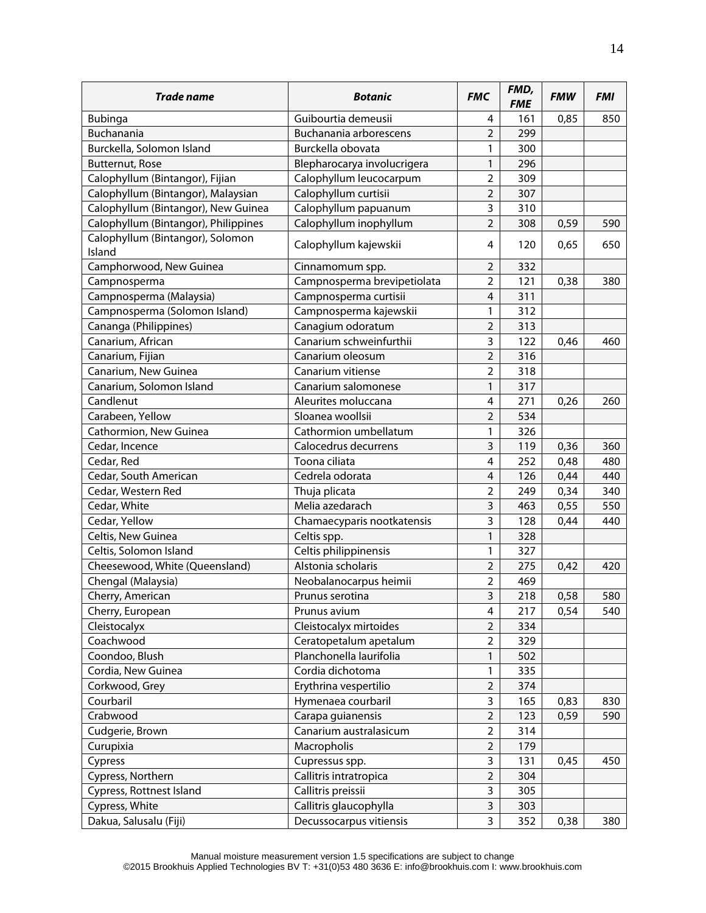| *Trade name* | *Botanic* | *FMC* | *FMD, FME* | *FMW* | *FMI* |
|---|---|---|---|---|---|
| Bubinga | Guibourtia demeusii | 4 | 161 | 0,85 | 850 |
| Buchanania | Buchanania arborescens | 2 | 299 | | |
| Burckella, Solomon Island | Burckella obovata | 1 | 300 | | |
| Butternut, Rose | Blepharocarya involucrigera | 1 | 296 | | |
| Calophyllum (Bintangor), Fijian | Calophyllum leucocarpum | 2 | 309 | | |
| Calophyllum (Bintangor), Malaysian | Calophyllum curtisii | 2 | 307 | | |
| Calophyllum (Bintangor), New Guinea | Calophyllum papuanum | 3 | 310 | | |
| Calophyllum (Bintangor), Philippines | Calophyllum inophyllum | 2 | 308 | 0,59 | 590 |
| Calophyllum (Bintangor), Solomon Island | Calophyllum kajewskii | 4 | 120 | 0,65 | 650 |
| Camphorwood, New Guinea | Cinnamomum spp. | 2 | 332 | | |
| Campnosperma | Campnosperma brevipetiolata | 2 | 121 | 0,38 | 380 |
| Campnosperma (Malaysia) | Campnosperma curtisii | 4 | 311 | | |
| Campnosperma (Solomon Island) | Campnosperma kajewskii | 1 | 312 | | |
| Cananga (Philippines) | Canagium odoratum | 2 | 313 | | |
| Canarium, African | Canarium schweinfurthii | 3 | 122 | 0,46 | 460 |
| Canarium, Fijian | Canarium oleosum | 2 | 316 | | |
| Canarium, New Guinea | Canarium vitiense | 2 | 318 | | |
| Canarium, Solomon Island | Canarium salomonese | 1 | 317 | | |
| Candlenut | Aleurites moluccana | 4 | 271 | 0,26 | 260 |
| Carabeen, Yellow | Sloanea woollsii | 2 | 534 | | |
| Cathormion, New Guinea | Cathormion umbellatum | 1 | 326 | | |
| Cedar, Incence | Calocedrus decurrens | 3 | 119 | 0,36 | 360 |
| Cedar, Red | Toona ciliata | 4 | 252 | 0,48 | 480 |
| Cedar, South American | Cedrela odorata | 4 | 126 | 0,44 | 440 |
| Cedar, Western Red | Thuja plicata | 2 | 249 | 0,34 | 340 |
| Cedar, White | Melia azedarach | 3 | 463 | 0,55 | 550 |
| Cedar, Yellow | Chamaecyparis nootkatensis | 3 | 128 | 0,44 | 440 |
| Celtis, New Guinea | Celtis spp. | 1 | 328 | | |
| Celtis, Solomon Island | Celtis philippinensis | 1 | 327 | | |
| Cheesewood, White (Queensland) | Alstonia scholaris | 2 | 275 | 0,42 | 420 |
| Chengal (Malaysia) | Neobalanocarpus heimii | 2 | 469 | | |
| Cherry, American | Prunus serotina | 3 | 218 | 0,58 | 580 |
| Cherry, European | Prunus avium | 4 | 217 | 0,54 | 540 |
| Cleistocalyx | Cleistocalyx mirtoides | 2 | 334 | | |
| Coachwood | Ceratopetalum apetalum | 2 | 329 | | |
| Coondoo, Blush | Planchonella laurifolia | 1 | 502 | | |
| Cordia, New Guinea | Cordia dichotoma | 1 | 335 | | |
| Corkwood, Grey | Erythrina vespertilio | 2 | 374 | | |
| Courbaril | Hymenaea courbaril | 3 | 165 | 0,83 | 830 |
| Crabwood | Carapa guianensis | 2 | 123 | 0,59 | 590 |
| Cudgerie, Brown | Canarium australasicum | 2 | 314 | | |
| Curupixia | Macropholis | 2 | 179 | | |
| Cypress | Cupressus spp. | 3 | 131 | 0,45 | 450 |
| Cypress, Northern | Callitris intratropica | 2 | 304 | | |
| Cypress, Rottnest Island | Callitris preissii | 3 | 305 | | |
| Cypress, White | Callitris glaucophylla | 3 | 303 | | |
| Dakua, Salusalu (Fiji) | Decussocarpus vitiensis | 3 | 352 | 0,38 | 380 |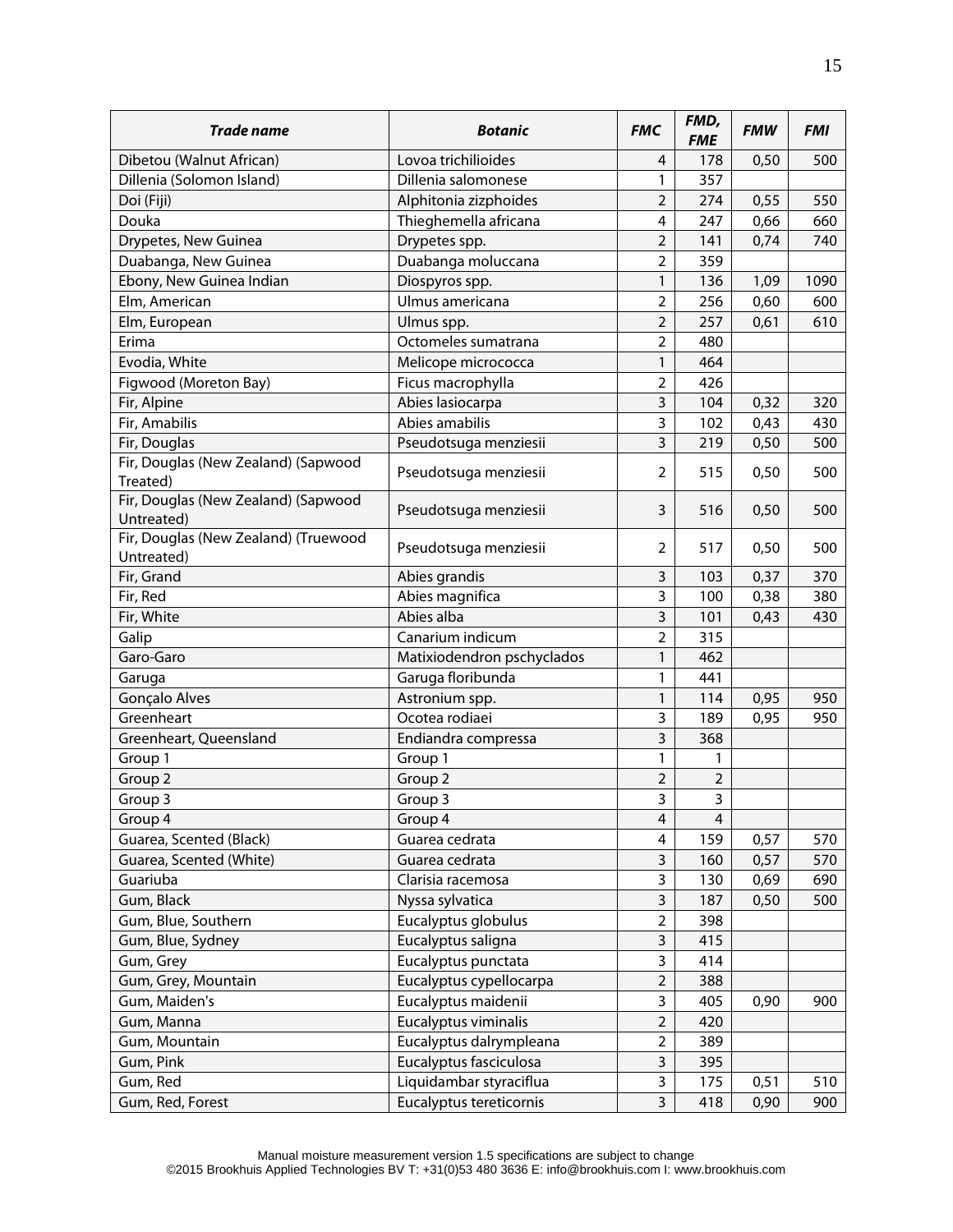| ***Trade name*** | ***Botanic*** | ***FMC*** | ***FMD, FME*** | ***FMW*** | ***FMI*** |
|---|---|---|---|---|---|
| Dibetou (Walnut African) | Lovoa trichilioides | 4 | 178 | 0,50 | 500 |
| Dillenia (Solomon Island) | Dillenia salomonese | 1 | 357 | | |
| Doi (Fiji) | Alphitonia zizphoides | 2 | 274 | 0,55 | 550 |
| Douka | Thieghemella africana | 4 | 247 | 0,66 | 660 |
| Drypetes, New Guinea | Drypetes spp. | 2 | 141 | 0,74 | 740 |
| Duabanga, New Guinea | Duabanga moluccana | 2 | 359 | | |
| Ebony, New Guinea Indian | Diospyros spp. | 1 | 136 | 1,09 | 1090 |
| Elm, American | Ulmus americana | 2 | 256 | 0,60 | 600 |
| Elm, European | Ulmus spp. | 2 | 257 | 0,61 | 610 |
| Erima | Octomeles sumatrana | 2 | 480 | | |
| Evodia, White | Melicope micrococca | 1 | 464 | | |
| Figwood (Moreton Bay) | Ficus macrophylla | 2 | 426 | | |
| Fir, Alpine | Abies lasiocarpa | 3 | 104 | 0,32 | 320 |
| Fir, Amabilis | Abies amabilis | 3 | 102 | 0,43 | 430 |
| Fir, Douglas | Pseudotsuga menziesii | 3 | 219 | 0,50 | 500 |
| Fir, Douglas (New Zealand) (Sapwood Treated) | Pseudotsuga menziesii | 2 | 515 | 0,50 | 500 |
| Fir, Douglas (New Zealand) (Sapwood Untreated) | Pseudotsuga menziesii | 3 | 516 | 0,50 | 500 |
| Fir, Douglas (New Zealand) (Truewood Untreated) | Pseudotsuga menziesii | 2 | 517 | 0,50 | 500 |
| Fir, Grand | Abies grandis | 3 | 103 | 0,37 | 370 |
| Fir, Red | Abies magnifica | 3 | 100 | 0,38 | 380 |
| Fir, White | Abies alba | 3 | 101 | 0,43 | 430 |
| Galip | Canarium indicum | 2 | 315 | | |
| Garo-Garo | Matixiodendron pschyclados | 1 | 462 | | |
| Garuga | Garuga floribunda | 1 | 441 | | |
| Gonçalo Alves | Astronium spp. | 1 | 114 | 0,95 | 950 |
| Greenheart | Ocotea rodiaei | 3 | 189 | 0,95 | 950 |
| Greenheart, Queensland | Endiandra compressa | 3 | 368 | | |
| Group 1 | Group 1 | 1 | 1 | | |
| Group 2 | Group 2 | 2 | 2 | | |
| Group 3 | Group 3 | 3 | 3 | | |
| Group 4 | Group 4 | 4 | 4 | | |
| Guarea, Scented (Black) | Guarea cedrata | 4 | 159 | 0,57 | 570 |
| Guarea, Scented (White) | Guarea cedrata | 3 | 160 | 0,57 | 570 |
| Guariuba | Clarisia racemosa | 3 | 130 | 0,69 | 690 |
| Gum, Black | Nyssa sylvatica | 3 | 187 | 0,50 | 500 |
| Gum, Blue, Southern | Eucalyptus globulus | 2 | 398 | | |
| Gum, Blue, Sydney | Eucalyptus saligna | 3 | 415 | | |
| Gum, Grey | Eucalyptus punctata | 3 | 414 | | |
| Gum, Grey, Mountain | Eucalyptus cypellocarpa | 2 | 388 | | |
| Gum, Maiden's | Eucalyptus maidenii | 3 | 405 | 0,90 | 900 |
| Gum, Manna | Eucalyptus viminalis | 2 | 420 | | |
| Gum, Mountain | Eucalyptus dalrympleana | 2 | 389 | | |
| Gum, Pink | Eucalyptus fasciculosa | 3 | 395 | | |
| Gum, Red | Liquidambar styraciflua | 3 | 175 | 0,51 | 510 |
| Gum, Red, Forest | Eucalyptus tereticornis | 3 | 418 | 0,90 | 900 |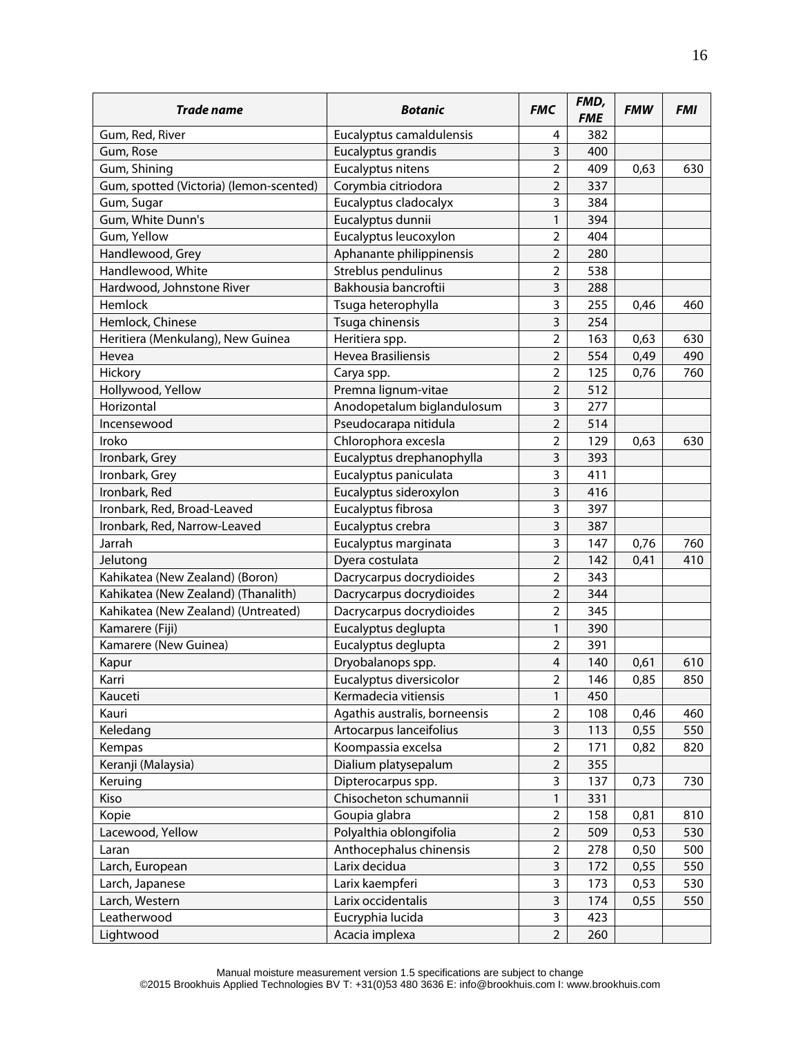| Trade name | Botanic | FMC | FMD, FME | FMW | FMI |
|---|---|---|---|---|---|
| Gum, Red, River | Eucalyptus camaldulensis | 4 | 382 | | |
| Gum, Rose | Eucalyptus grandis | 3 | 400 | | |
| Gum, Shining | Eucalyptus nitens | 2 | 409 | 0,63 | 630 |
| Gum, spotted (Victoria) (lemon-scented) | Corymbia citriodora | 2 | 337 | | |
| Gum, Sugar | Eucalyptus cladocalyx | 3 | 384 | | |
| Gum, White Dunn's | Eucalyptus dunnii | 1 | 394 | | |
| Gum, Yellow | Eucalyptus leucoxylon | 2 | 404 | | |
| Handlewood, Grey | Aphanante philippinensis | 2 | 280 | | |
| Handlewood, White | Streblus pendulinus | 2 | 538 | | |
| Hardwood, Johnstone River | Bakhousia bancroftii | 3 | 288 | | |
| Hemlock | Tsuga heterophylla | 3 | 255 | 0,46 | 460 |
| Hemlock, Chinese | Tsuga chinensis | 3 | 254 | | |
| Heritiera (Menkulang), New Guinea | Heritiera spp. | 2 | 163 | 0,63 | 630 |
| Hevea | Hevea Brasiliensis | 2 | 554 | 0,49 | 490 |
| Hickory | Carya spp. | 2 | 125 | 0,76 | 760 |
| Hollywood, Yellow | Premna lignum-vitae | 2 | 512 | | |
| Horizontal | Anodopetalum biglandulosum | 3 | 277 | | |
| Incensewood | Pseudocarapa nitidula | 2 | 514 | | |
| Iroko | Chlorophora excesla | 2 | 129 | 0,63 | 630 |
| Ironbark, Grey | Eucalyptus drephanophylla | 3 | 393 | | |
| Ironbark, Grey | Eucalyptus paniculata | 3 | 411 | | |
| Ironbark, Red | Eucalyptus sideroxylon | 3 | 416 | | |
| Ironbark, Red, Broad-Leaved | Eucalyptus fibrosa | 3 | 397 | | |
| Ironbark, Red, Narrow-Leaved | Eucalyptus crebra | 3 | 387 | | |
| Jarrah | Eucalyptus marginata | 3 | 147 | 0,76 | 760 |
| Jelutong | Dyera costulata | 2 | 142 | 0,41 | 410 |
| Kahikatea (New Zealand) (Boron) | Dacrycarpus docrydioides | 2 | 343 | | |
| Kahikatea (New Zealand) (Thanalith) | Dacrycarpus docrydioides | 2 | 344 | | |
| Kahikatea (New Zealand) (Untreated) | Dacrycarpus docrydioides | 2 | 345 | | |
| Kamarere (Fiji) | Eucalyptus deglupta | 1 | 390 | | |
| Kamarere (New Guinea) | Eucalyptus deglupta | 2 | 391 | | |
| Kapur | Dryobalanops spp. | 4 | 140 | 0,61 | 610 |
| Karri | Eucalyptus diversicolor | 2 | 146 | 0,85 | 850 |
| Kauceti | Kermadecia vitiensis | 1 | 450 | | |
| Kauri | Agathis australis, borneensis | 2 | 108 | 0,46 | 460 |
| Keledang | Artocarpus lanceifolius | 3 | 113 | 0,55 | 550 |
| Kempas | Koompassia excelsa | 2 | 171 | 0,82 | 820 |
| Keranji (Malaysia) | Dialium platysepalum | 2 | 355 | | |
| Keruing | Dipterocarpus spp. | 3 | 137 | 0,73 | 730 |
| Kiso | Chisocheton schumannii | 1 | 331 | | |
| Kopie | Goupia glabra | 2 | 158 | 0,81 | 810 |
| Lacewood, Yellow | Polyalthia oblongifolia | 2 | 509 | 0,53 | 530 |
| Laran | Anthocephalus chinensis | 2 | 278 | 0,50 | 500 |
| Larch, European | Larix decidua | 3 | 172 | 0,55 | 550 |
| Larch, Japanese | Larix kaempferi | 3 | 173 | 0,53 | 530 |
| Larch, Western | Larix occidentalis | 3 | 174 | 0,55 | 550 |
| Leatherwood | Eucryphia lucida | 3 | 423 | | |
| Lightwood | Acacia implexa | 2 | 260 | | |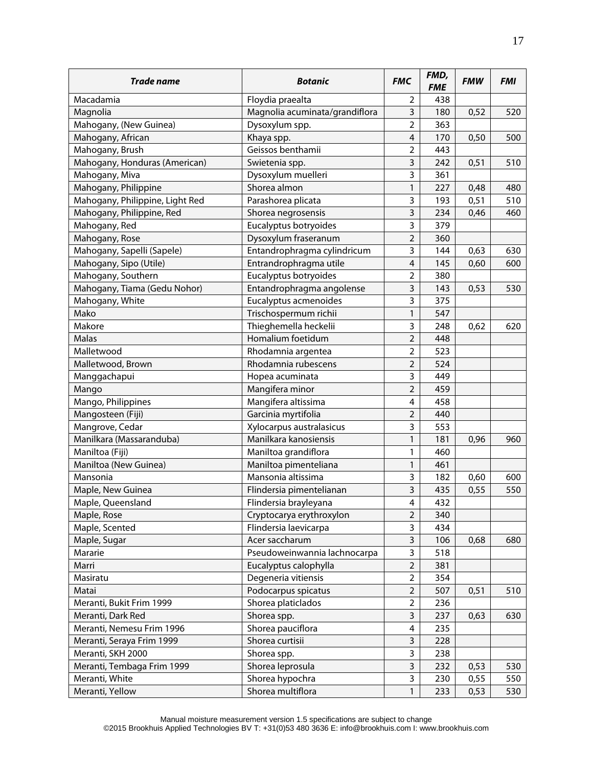| *Trade name* | *Botanic* | *FMC* | *FMD, FME* | *FMW* | *FMI* |
|---|---|---|---|---|---|
| Macadamia | Floydia praealta | 2 | 438 | | |
| Magnolia | Magnolia acuminata/grandiflora | 3 | 180 | 0,52 | 520 |
| Mahogany, (New Guinea) | Dysoxylum spp. | 2 | 363 | | |
| Mahogany, African | Khaya spp. | 4 | 170 | 0,50 | 500 |
| Mahogany, Brush | Geissos benthamii | 2 | 443 | | |
| Mahogany, Honduras (American) | Swietenia spp. | 3 | 242 | 0,51 | 510 |
| Mahogany, Miva | Dysoxylum muelleri | 3 | 361 | | |
| Mahogany, Philippine | Shorea almon | 1 | 227 | 0,48 | 480 |
| Mahogany, Philippine, Light Red | Parashorea plicata | 3 | 193 | 0,51 | 510 |
| Mahogany, Philippine, Red | Shorea negrosensis | 3 | 234 | 0,46 | 460 |
| Mahogany, Red | Eucalyptus botryoides | 3 | 379 | | |
| Mahogany, Rose | Dysoxylum fraseranum | 2 | 360 | | |
| Mahogany, Sapelli (Sapele) | Entandrophragma cylindricum | 3 | 144 | 0,63 | 630 |
| Mahogany, Sipo (Utile) | Entrandrophragma utile | 4 | 145 | 0,60 | 600 |
| Mahogany, Southern | Eucalyptus botryoides | 2 | 380 | | |
| Mahogany, Tiama (Gedu Nohor) | Entandrophragma angolense | 3 | 143 | 0,53 | 530 |
| Mahogany, White | Eucalyptus acmenoides | 3 | 375 | | |
| Mako | Trischospermum richii | 1 | 547 | | |
| Makore | Thieghemella heckelii | 3 | 248 | 0,62 | 620 |
| Malas | Homalium foetidum | 2 | 448 | | |
| Malletwood | Rhodamnia argentea | 2 | 523 | | |
| Malletwood, Brown | Rhodamnia rubescens | 2 | 524 | | |
| Manggachapui | Hopea acuminata | 3 | 449 | | |
| Mango | Mangifera minor | 2 | 459 | | |
| Mango, Philippines | Mangifera altissima | 4 | 458 | | |
| Mangosteen (Fiji) | Garcinia myrtifolia | 2 | 440 | | |
| Mangrove, Cedar | Xylocarpus australasicus | 3 | 553 | | |
| Manilkara (Massaranduba) | Manilkara kanosiensis | 1 | 181 | 0,96 | 960 |
| Maniltoa (Fiji) | Maniltoa grandiflora | 1 | 460 | | |
| Maniltoa (New Guinea) | Maniltoa pimenteliana | 1 | 461 | | |
| Mansonia | Mansonia altissima | 3 | 182 | 0,60 | 600 |
| Maple, New Guinea | Flindersia pimentelianan | 3 | 435 | 0,55 | 550 |
| Maple, Queensland | Flindersia brayleyana | 4 | 432 | | |
| Maple, Rose | Cryptocarya erythroxylon | 2 | 340 | | |
| Maple, Scented | Flindersia laevicarpa | 3 | 434 | | |
| Maple, Sugar | Acer saccharum | 3 | 106 | 0,68 | 680 |
| Mararie | Pseudoweinwannia lachnocarpa | 3 | 518 | | |
| Marri | Eucalyptus calophylla | 2 | 381 | | |
| Masiratu | Degeneria vitiensis | 2 | 354 | | |
| Matai | Podocarpus spicatus | 2 | 507 | 0,51 | 510 |
| Meranti, Bukit Frim 1999 | Shorea platiclados | 2 | 236 | | |
| Meranti, Dark Red | Shorea spp. | 3 | 237 | 0,63 | 630 |
| Meranti, Nemesu Frim 1996 | Shorea pauciflora | 4 | 235 | | |
| Meranti, Seraya Frim 1999 | Shorea curtisii | 3 | 228 | | |
| Meranti, SKH 2000 | Shorea spp. | 3 | 238 | | |
| Meranti, Tembaga Frim 1999 | Shorea leprosula | 3 | 232 | 0,53 | 530 |
| Meranti, White | Shorea hypochra | 3 | 230 | 0,55 | 550 |
| Meranti, Yellow | Shorea multiflora | 1 | 233 | 0,53 | 530 |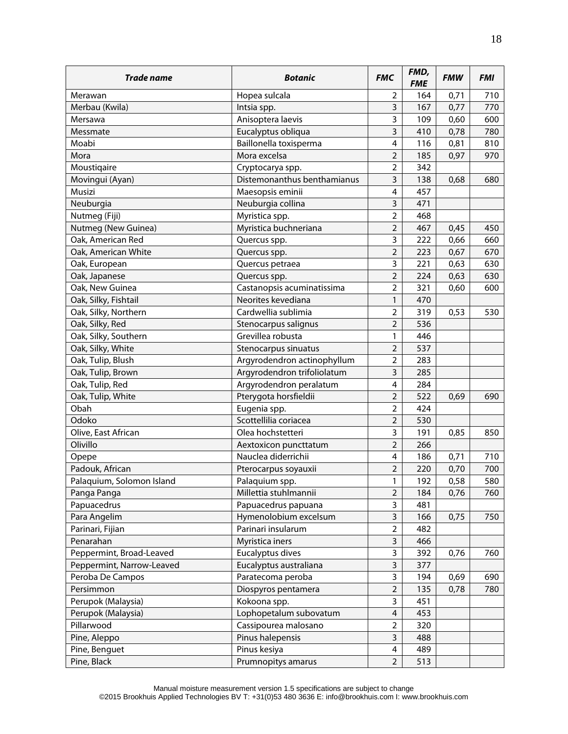| ***Trade name*** | ***Botanic*** | ***FMC*** | ***FMD, FME*** | ***FMW*** | ***FMI*** |
|---|---|---|---|---|---|
| Merawan | Hopea sulcala | 2 | 164 | 0,71 | 710 |
| Merbau (Kwila) | Intsia spp. | 3 | 167 | 0,77 | 770 |
| Mersawa | Anisoptera laevis | 3 | 109 | 0,60 | 600 |
| Messmate | Eucalyptus obliqua | 3 | 410 | 0,78 | 780 |
| Moabi | Baillonella toxisperma | 4 | 116 | 0,81 | 810 |
| Mora | Mora excelsa | 2 | 185 | 0,97 | 970 |
| Moustiqaire | Cryptocarya spp. | 2 | 342 | | |
| Movingui (Ayan) | Distemonanthus benthamianus | 3 | 138 | 0,68 | 680 |
| Musizi | Maesopsis eminii | 4 | 457 | | |
| Neuburgia | Neuburgia collina | 3 | 471 | | |
| Nutmeg (Fiji) | Myristica spp. | 2 | 468 | | |
| Nutmeg (New Guinea) | Myristica buchneriana | 2 | 467 | 0,45 | 450 |
| Oak, American Red | Quercus spp. | 3 | 222 | 0,66 | 660 |
| Oak, American White | Quercus spp. | 2 | 223 | 0,67 | 670 |
| Oak, European | Quercus petraea | 3 | 221 | 0,63 | 630 |
| Oak, Japanese | Quercus spp. | 2 | 224 | 0,63 | 630 |
| Oak, New Guinea | Castanopsis acuminatissima | 2 | 321 | 0,60 | 600 |
| Oak, Silky, Fishtail | Neorites kevediana | 1 | 470 | | |
| Oak, Silky, Northern | Cardwellia sublimia | 2 | 319 | 0,53 | 530 |
| Oak, Silky, Red | Stenocarpus salignus | 2 | 536 | | |
| Oak, Silky, Southern | Grevillea robusta | 1 | 446 | | |
| Oak, Silky, White | Stenocarpus sinuatus | 2 | 537 | | |
| Oak, Tulip, Blush | Argyrodendron actinophyllum | 2 | 283 | | |
| Oak, Tulip, Brown | Argyrodendron trifoliolatum | 3 | 285 | | |
| Oak, Tulip, Red | Argyrodendron peralatum | 4 | 284 | | |
| Oak, Tulip, White | Pterygota horsfieldii | 2 | 522 | 0,69 | 690 |
| Obah | Eugenia spp. | 2 | 424 | | |
| Odoko | Scottellilia coriacea | 2 | 530 | | |
| Olive, East African | Olea hochstetteri | 3 | 191 | 0,85 | 850 |
| Olivillo | Aextoxicon puncttatum | 2 | 266 | | |
| Opepe | Nauclea diderrichii | 4 | 186 | 0,71 | 710 |
| Padouk, African | Pterocarpus soyauxii | 2 | 220 | 0,70 | 700 |
| Palaquium, Solomon Island | Palaquium spp. | 1 | 192 | 0,58 | 580 |
| Panga Panga | Millettia stuhlmannii | 2 | 184 | 0,76 | 760 |
| Papuacedrus | Papuacedrus papuana | 3 | 481 | | |
| Para Angelim | Hymenolobium excelsum | 3 | 166 | 0,75 | 750 |
| Parinari, Fijian | Parinari insularum | 2 | 482 | | |
| Penarahan | Myristica iners | 3 | 466 | | |
| Peppermint, Broad-Leaved | Eucalyptus dives | 3 | 392 | 0,76 | 760 |
| Peppermint, Narrow-Leaved | Eucalyptus australiana | 3 | 377 | | |
| Peroba De Campos | Paratecoma peroba | 3 | 194 | 0,69 | 690 |
| Persimmon | Diospyros pentamera | 2 | 135 | 0,78 | 780 |
| Perupok (Malaysia) | Kokoona spp. | 3 | 451 | | |
| Perupok (Malaysia) | Lophopetalum subovatum | 4 | 453 | | |
| Pillarwood | Cassipourea malosano | 2 | 320 | | |
| Pine, Aleppo | Pinus halepensis | 3 | 488 | | |
| Pine, Benguet | Pinus kesiya | 4 | 489 | | |
| Pine, Black | Prumnopitys amarus | 2 | 513 | | |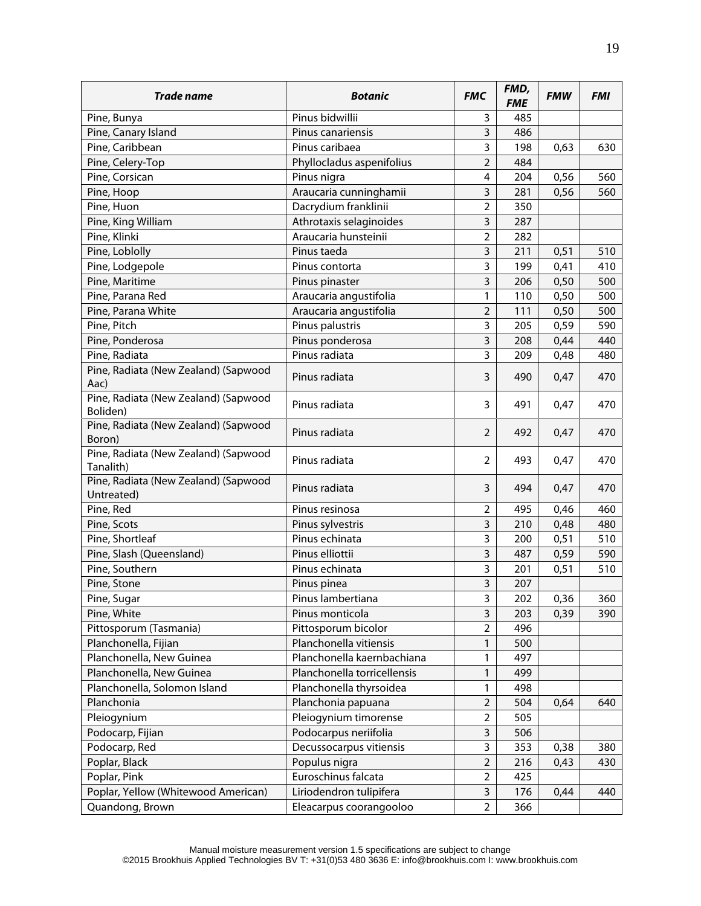| ***Trade name*** | ***Botanic*** | ***FMC*** | ***FMD, FME*** | ***FMW*** | ***FMI*** |
|---|---|---|---|---|---|
| Pine, Bunya | Pinus bidwillii | 3 | 485 | | |
| Pine, Canary Island | Pinus canariensis | 3 | 486 | | |
| Pine, Caribbean | Pinus caribaea | 3 | 198 | 0,63 | 630 |
| Pine, Celery-Top | Phyllocladus aspenifolius | 2 | 484 | | |
| Pine, Corsican | Pinus nigra | 4 | 204 | 0,56 | 560 |
| Pine, Hoop | Araucaria cunninghamii | 3 | 281 | 0,56 | 560 |
| Pine, Huon | Dacrydium franklinii | 2 | 350 | | |
| Pine, King William | Athrotaxis selaginoides | 3 | 287 | | |
| Pine, Klinki | Araucaria hunsteinii | 2 | 282 | | |
| Pine, Loblolly | Pinus taeda | 3 | 211 | 0,51 | 510 |
| Pine, Lodgepole | Pinus contorta | 3 | 199 | 0,41 | 410 |
| Pine, Maritime | Pinus pinaster | 3 | 206 | 0,50 | 500 |
| Pine, Parana Red | Araucaria angustifolia | 1 | 110 | 0,50 | 500 |
| Pine, Parana White | Araucaria angustifolia | 2 | 111 | 0,50 | 500 |
| Pine, Pitch | Pinus palustris | 3 | 205 | 0,59 | 590 |
| Pine, Ponderosa | Pinus ponderosa | 3 | 208 | 0,44 | 440 |
| Pine, Radiata | Pinus radiata | 3 | 209 | 0,48 | 480 |
| Pine, Radiata (New Zealand) (Sapwood Aac) | Pinus radiata | 3 | 490 | 0,47 | 470 |
| Pine, Radiata (New Zealand) (Sapwood Boliden) | Pinus radiata | 3 | 491 | 0,47 | 470 |
| Pine, Radiata (New Zealand) (Sapwood Boron) | Pinus radiata | 2 | 492 | 0,47 | 470 |
| Pine, Radiata (New Zealand) (Sapwood Tanalith) | Pinus radiata | 2 | 493 | 0,47 | 470 |
| Pine, Radiata (New Zealand) (Sapwood Untreated) | Pinus radiata | 3 | 494 | 0,47 | 470 |
| Pine, Red | Pinus resinosa | 2 | 495 | 0,46 | 460 |
| Pine, Scots | Pinus sylvestris | 3 | 210 | 0,48 | 480 |
| Pine, Shortleaf | Pinus echinata | 3 | 200 | 0,51 | 510 |
| Pine, Slash (Queensland) | Pinus elliottii | 3 | 487 | 0,59 | 590 |
| Pine, Southern | Pinus echinata | 3 | 201 | 0,51 | 510 |
| Pine, Stone | Pinus pinea | 3 | 207 | | |
| Pine, Sugar | Pinus lambertiana | 3 | 202 | 0,36 | 360 |
| Pine, White | Pinus monticola | 3 | 203 | 0,39 | 390 |
| Pittosporum (Tasmania) | Pittosporum bicolor | 2 | 496 | | |
| Planchonella, Fijian | Planchonella vitiensis | 1 | 500 | | |
| Planchonella, New Guinea | Planchonella kaernbachiana | 1 | 497 | | |
| Planchonella, New Guinea | Planchonella torricellensis | 1 | 499 | | |
| Planchonella, Solomon Island | Planchonella thyrsoidea | 1 | 498 | | |
| Planchonia | Planchonia papuana | 2 | 504 | 0,64 | 640 |
| Pleiogynium | Pleiogynium timorense | 2 | 505 | | |
| Podocarp, Fijian | Podocarpus neriifolia | 3 | 506 | | |
| Podocarp, Red | Decussocarpus vitiensis | 3 | 353 | 0,38 | 380 |
| Poplar, Black | Populus nigra | 2 | 216 | 0,43 | 430 |
| Poplar, Pink | Euroschinus falcata | 2 | 425 | | |
| Poplar, Yellow (Whitewood American) | Liriodendron tulipifera | 3 | 176 | 0,44 | 440 |
| Quandong, Brown | Eleacarpus coorangooloo | 2 | 366 | | |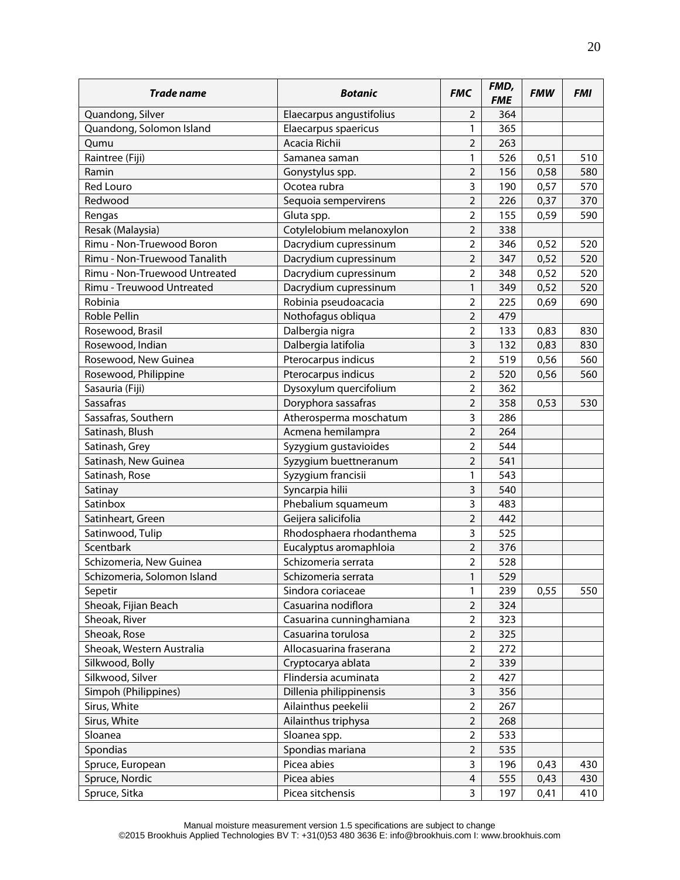| ***Trade name*** | ***Botanic*** | ***FMC*** | ***FMD, FME*** | ***FMW*** | ***FMI*** |
|---|---|---|---|---|---|
| Quandong, Silver | Elaecarpus angustifolius | 2 | 364 | | |
| Quandong, Solomon Island | Elaecarpus spaericus | 1 | 365 | | |
| Qumu | Acacia Richii | 2 | 263 | | |
| Raintree (Fiji) | Samanea saman | 1 | 526 | 0,51 | 510 |
| Ramin | Gonystylus spp. | 2 | 156 | 0,58 | 580 |
| Red Louro | Ocotea rubra | 3 | 190 | 0,57 | 570 |
| Redwood | Sequoia sempervirens | 2 | 226 | 0,37 | 370 |
| Rengas | Gluta spp. | 2 | 155 | 0,59 | 590 |
| Resak (Malaysia) | Cotylelobium melanoxylon | 2 | 338 | | |
| Rimu - Non-Truewood Boron | Dacrydium cupressinum | 2 | 346 | 0,52 | 520 |
| Rimu - Non-Truewood Tanalith | Dacrydium cupressinum | 2 | 347 | 0,52 | 520 |
| Rimu - Non-Truewood Untreated | Dacrydium cupressinum | 2 | 348 | 0,52 | 520 |
| Rimu - Treuwood Untreated | Dacrydium cupressinum | 1 | 349 | 0,52 | 520 |
| Robinia | Robinia pseudoacacia | 2 | 225 | 0,69 | 690 |
| Roble Pellin | Nothofagus obliqua | 2 | 479 | | |
| Rosewood, Brasil | Dalbergia nigra | 2 | 133 | 0,83 | 830 |
| Rosewood, Indian | Dalbergia latifolia | 3 | 132 | 0,83 | 830 |
| Rosewood, New Guinea | Pterocarpus indicus | 2 | 519 | 0,56 | 560 |
| Rosewood, Philippine | Pterocarpus indicus | 2 | 520 | 0,56 | 560 |
| Sasauria (Fiji) | Dysoxylum quercifolium | 2 | 362 | | |
| Sassafras | Doryphora sassafras | 2 | 358 | 0,53 | 530 |
| Sassafras, Southern | Atherosperma moschatum | 3 | 286 | | |
| Satinash, Blush | Acmena hemilampra | 2 | 264 | | |
| Satinash, Grey | Syzygium gustavioides | 2 | 544 | | |
| Satinash, New Guinea | Syzygium buettneranum | 2 | 541 | | |
| Satinash, Rose | Syzygium francisii | 1 | 543 | | |
| Satinay | Syncarpia hilii | 3 | 540 | | |
| Satinbox | Phebalium squameum | 3 | 483 | | |
| Satinheart, Green | Geijera salicifolia | 2 | 442 | | |
| Satinwood, Tulip | Rhodosphaera rhodanthema | 3 | 525 | | |
| Scentbark | Eucalyptus aromaphloia | 2 | 376 | | |
| Schizomeria, New Guinea | Schizomeria serrata | 2 | 528 | | |
| Schizomeria, Solomon Island | Schizomeria serrata | 1 | 529 | | |
| Sepetir | Sindora coriaceae | 1 | 239 | 0,55 | 550 |
| Sheoak, Fijian Beach | Casuarina nodiflora | 2 | 324 | | |
| Sheoak, River | Casuarina cunninghamiana | 2 | 323 | | |
| Sheoak, Rose | Casuarina torulosa | 2 | 325 | | |
| Sheoak, Western Australia | Allocasuarina fraserana | 2 | 272 | | |
| Silkwood, Bolly | Cryptocarya ablata | 2 | 339 | | |
| Silkwood, Silver | Flindersia acuminata | 2 | 427 | | |
| Simpoh (Philippines) | Dillenia philippinensis | 3 | 356 | | |
| Sirus, White | Ailainthus peekelii | 2 | 267 | | |
| Sirus, White | Ailainthus triphysa | 2 | 268 | | |
| Sloanea | Sloanea spp. | 2 | 533 | | |
| Spondias | Spondias mariana | 2 | 535 | | |
| Spruce, European | Picea abies | 3 | 196 | 0,43 | 430 |
| Spruce, Nordic | Picea abies | 4 | 555 | 0,43 | 430 |
| Spruce, Sitka | Picea sitchensis | 3 | 197 | 0,41 | 410 |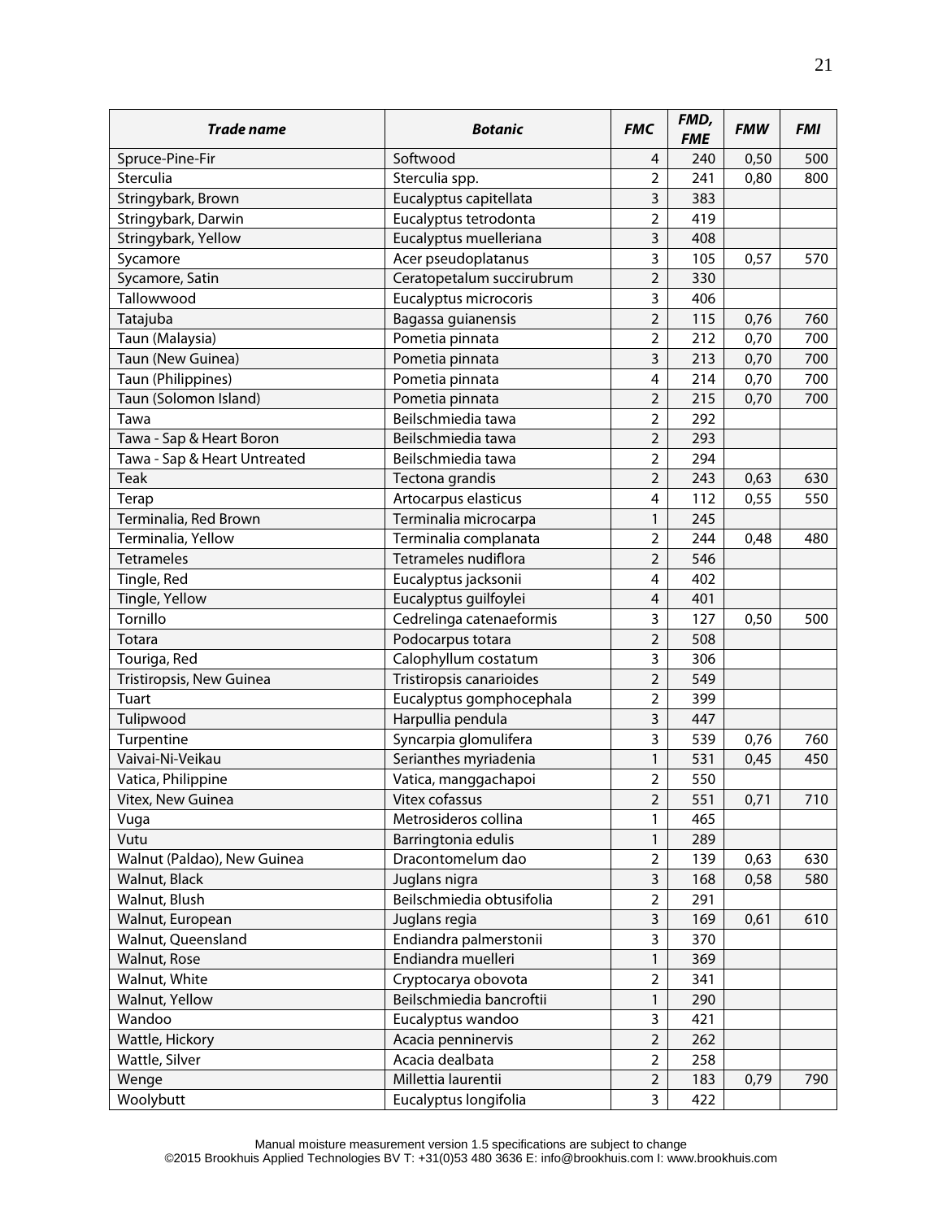| ***Trade name*** | ***Botanic*** | ***FMC*** | ***FMD, FME*** | ***FMW*** | ***FMI*** |
|---|---|---|---|---|---|
| Spruce-Pine-Fir | Softwood | 4 | 240 | 0,50 | 500 |
| Sterculia | Sterculia spp. | 2 | 241 | 0,80 | 800 |
| Stringybark, Brown | Eucalyptus capitellata | 3 | 383 | | |
| Stringybark, Darwin | Eucalyptus tetrodonta | 2 | 419 | | |
| Stringybark, Yellow | Eucalyptus muelleriana | 3 | 408 | | |
| Sycamore | Acer pseudoplatanus | 3 | 105 | 0,57 | 570 |
| Sycamore, Satin | Ceratopetalum succirubrum | 2 | 330 | | |
| Tallowwood | Eucalyptus microcoris | 3 | 406 | | |
| Tatajuba | Bagassa guianensis | 2 | 115 | 0,76 | 760 |
| Taun (Malaysia) | Pometia pinnata | 2 | 212 | 0,70 | 700 |
| Taun (New Guinea) | Pometia pinnata | 3 | 213 | 0,70 | 700 |
| Taun (Philippines) | Pometia pinnata | 4 | 214 | 0,70 | 700 |
| Taun (Solomon Island) | Pometia pinnata | 2 | 215 | 0,70 | 700 |
| Tawa | Beilschmiedia tawa | 2 | 292 | | |
| Tawa - Sap & Heart Boron | Beilschmiedia tawa | 2 | 293 | | |
| Tawa - Sap & Heart Untreated | Beilschmiedia tawa | 2 | 294 | | |
| Teak | Tectona grandis | 2 | 243 | 0,63 | 630 |
| Terap | Artocarpus elasticus | 4 | 112 | 0,55 | 550 |
| Terminalia, Red Brown | Terminalia microcarpa | 1 | 245 | | |
| Terminalia, Yellow | Terminalia complanata | 2 | 244 | 0,48 | 480 |
| Tetrameles | Tetrameles nudiflora | 2 | 546 | | |
| Tingle, Red | Eucalyptus jacksonii | 4 | 402 | | |
| Tingle, Yellow | Eucalyptus guilfoylei | 4 | 401 | | |
| Tornillo | Cedrelinga catenaeformis | 3 | 127 | 0,50 | 500 |
| Totara | Podocarpus totara | 2 | 508 | | |
| Touriga, Red | Calophyllum costatum | 3 | 306 | | |
| Tristiropsis, New Guinea | Tristiropsis canarioides | 2 | 549 | | |
| Tuart | Eucalyptus gomphocephala | 2 | 399 | | |
| Tulipwood | Harpullia pendula | 3 | 447 | | |
| Turpentine | Syncarpia glomulifera | 3 | 539 | 0,76 | 760 |
| Vaivai-Ni-Veikau | Serianthes myriadenia | 1 | 531 | 0,45 | 450 |
| Vatica, Philippine | Vatica, manggachapoi | 2 | 550 | | |
| Vitex, New Guinea | Vitex cofassus | 2 | 551 | 0,71 | 710 |
| Vuga | Metrosideros collina | 1 | 465 | | |
| Vutu | Barringtonia edulis | 1 | 289 | | |
| Walnut (Paldao), New Guinea | Dracontomelum dao | 2 | 139 | 0,63 | 630 |
| Walnut, Black | Juglans nigra | 3 | 168 | 0,58 | 580 |
| Walnut, Blush | Beilschmiedia obtusifolia | 2 | 291 | | |
| Walnut, European | Juglans regia | 3 | 169 | 0,61 | 610 |
| Walnut, Queensland | Endiandra palmerstonii | 3 | 370 | | |
| Walnut, Rose | Endiandra muelleri | 1 | 369 | | |
| Walnut, White | Cryptocarya obovota | 2 | 341 | | |
| Walnut, Yellow | Beilschmiedia bancroftii | 1 | 290 | | |
| Wandoo | Eucalyptus wandoo | 3 | 421 | | |
| Wattle, Hickory | Acacia penninervis | 2 | 262 | | |
| Wattle, Silver | Acacia dealbata | 2 | 258 | | |
| Wenge | Millettia laurentii | 2 | 183 | 0,79 | 790 |
| Woolybutt | Eucalyptus longifolia | 3 | 422 | | |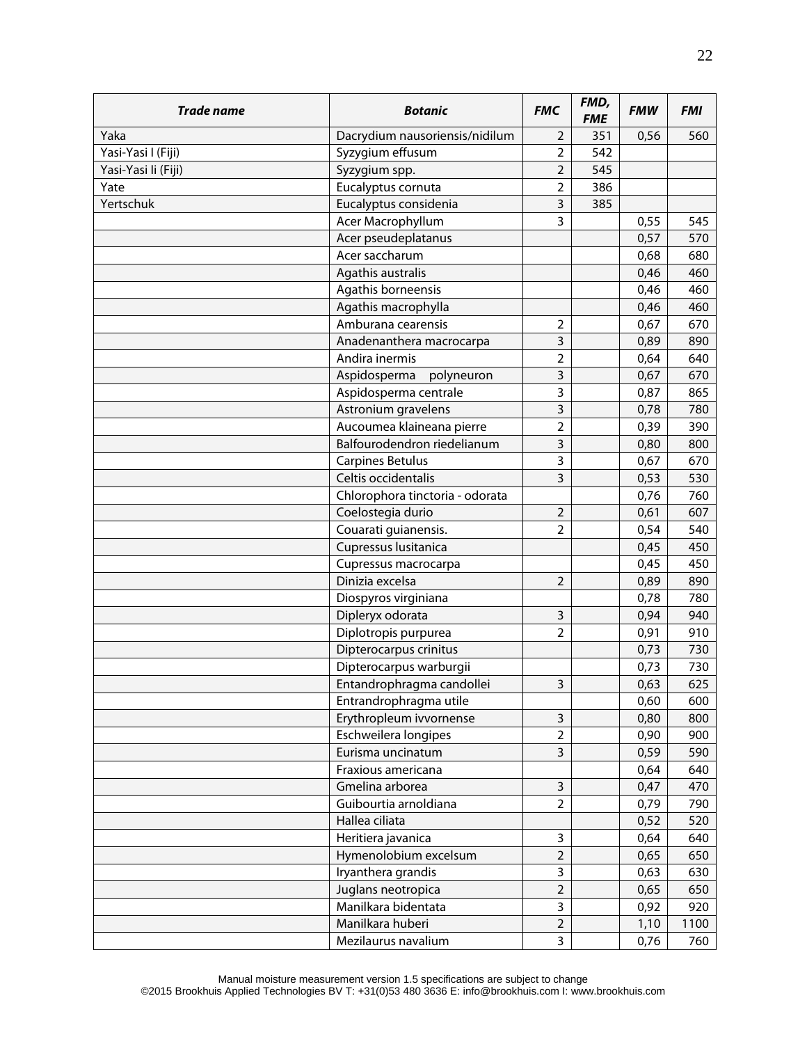| Trade name | Botanic | FMC | FMD, FME | FMW | FMI |
|---|---|---|---|---|---|
| Yaka | Dacrydium nausoriensis/nidilum | 2 | 351 | 0,56 | 560 |
| Yasi-Yasi I (Fiji) | Syzygium effusum | 2 | 542 | | |
| Yasi-Yasi Ii (Fiji) | Syzygium spp. | 2 | 545 | | |
| Yate | Eucalyptus cornuta | 2 | 386 | | |
| Yertschuk | Eucalyptus considenia | 3 | 385 | | |
| | Acer Macrophyllum | 3 | | 0,55 | 545 |
| | Acer pseudeplatanus | | | 0,57 | 570 |
| | Acer saccharum | | | 0,68 | 680 |
| | Agathis australis | | | 0,46 | 460 |
| | Agathis borneensis | | | 0,46 | 460 |
| | Agathis macrophylla | | | 0,46 | 460 |
| | Amburana cearensis | 2 | | 0,67 | 670 |
| | Anadenanthera macrocarpa | 3 | | 0,89 | 890 |
| | Andira inermis | 2 | | 0,64 | 640 |
| | Aspidosperma polyneuron | 3 | | 0,67 | 670 |
| | Aspidosperma centrale | 3 | | 0,87 | 865 |
| | Astronium gravelens | 3 | | 0,78 | 780 |
| | Aucoumea klaineana pierre | 2 | | 0,39 | 390 |
| | Balfourodendron riedelianum | 3 | | 0,80 | 800 |
| | Carpines Betulus | 3 | | 0,67 | 670 |
| | Celtis occidentalis | 3 | | 0,53 | 530 |
| | Chlorophora tinctoria - odorata | | | 0,76 | 760 |
| | Coelostegia durio | 2 | | 0,61 | 607 |
| | Couarati guianensis. | 2 | | 0,54 | 540 |
| | Cupressus lusitanica | | | 0,45 | 450 |
| | Cupressus macrocarpa | | | 0,45 | 450 |
| | Dinizia excelsa | 2 | | 0,89 | 890 |
| | Diospyros virginiana | | | 0,78 | 780 |
| | Dipleryx odorata | 3 | | 0,94 | 940 |
| | Diplotropis purpurea | 2 | | 0,91 | 910 |
| | Dipterocarpus crinitus | | | 0,73 | 730 |
| | Dipterocarpus warburgii | | | 0,73 | 730 |
| | Entandrophragma candollei | 3 | | 0,63 | 625 |
| | Entrandrophragma utile | | | 0,60 | 600 |
| | Erythropleum ivvornense | 3 | | 0,80 | 800 |
| | Eschweilera longipes | 2 | | 0,90 | 900 |
| | Eurisma uncinatum | 3 | | 0,59 | 590 |
| | Fraxious americana | | | 0,64 | 640 |
| | Gmelina arborea | 3 | | 0,47 | 470 |
| | Guibourtia arnoldiana | 2 | | 0,79 | 790 |
| | Hallea ciliata | | | 0,52 | 520 |
| | Heritiera javanica | 3 | | 0,64 | 640 |
| | Hymenolobium excelsum | 2 | | 0,65 | 650 |
| | Iryanthera grandis | 3 | | 0,63 | 630 |
| | Juglans neotropica | 2 | | 0,65 | 650 |
| | Manilkara bidentata | 3 | | 0,92 | 920 |
| | Manilkara huberi | 2 | | 1,10 | 1100 |
| | Mezilaurus navalium | 3 | | 0,76 | 760 |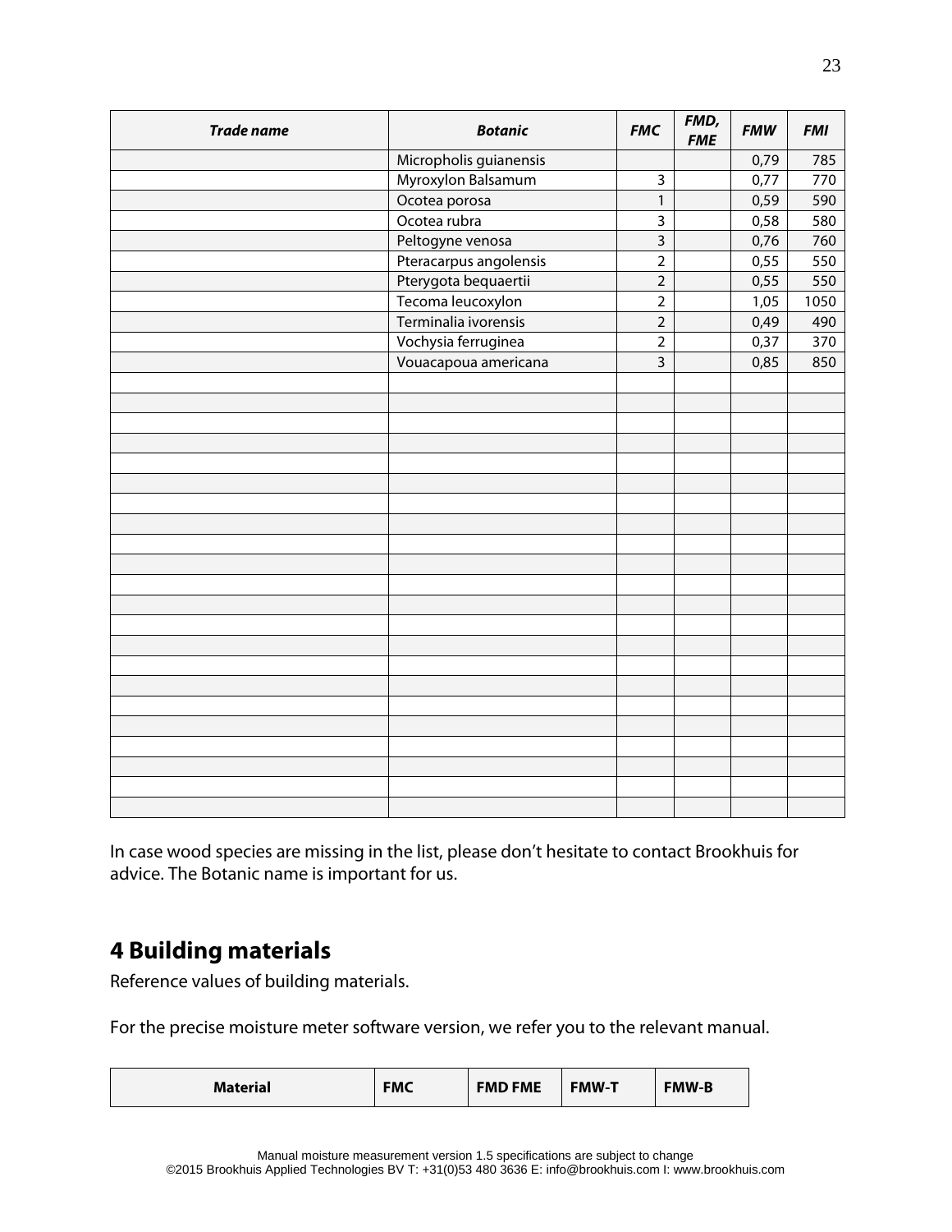| Trade name | Botanic | FMC | FMD, FME | FMW | FMI |
|---|---|---|---|---|---|
| | Micropholis guianensis | | | 0,79 | 785 |
| | Myroxylon Balsamum | 3 | | 0,77 | 770 |
| | Ocotea porosa | 1 | | 0,59 | 590 |
| | Ocotea rubra | 3 | | 0,58 | 580 |
| | Peltogyne venosa | 3 | | 0,76 | 760 |
| | Pteracarpus angolensis | 2 | | 0,55 | 550 |
| | Pterygota bequaertii | 2 | | 0,55 | 550 |
| | Tecoma leucoxylon | 2 | | 1,05 | 1050 |
| | Terminalia ivorensis | 2 | | 0,49 | 490 |
| | Vochysia ferruginea | 2 | | 0,37 | 370 |
| | Vouacapoua americana | 3 | | 0,85 | 850 |
| | | | | | |
| | | | | | |
| | | | | | |
| | | | | | |
| | | | | | |
| | | | | | |
| | | | | | |
| | | | | | |
| | | | | | |
| | | | | | |
| | | | | | |
| | | | | | |
| | | | | | |
| | | | | | |
| | | | | | |
| | | | | | |
| | | | | | |
| | | | | | |
| | | | | | |
| | | | | | |
| | | | | | |
| | | | | | |

In case wood species are missing in the list, please don't hesitate to contact Brookhuis for advice. The Botanic name is important for us.

## 4 Building materials

Reference values of building materials.

For the precise moisture meter software version, we refer you to the relevant manual.

| Material | FMC | FMD FME | FMW-T | FMW-B |
|---|---|---|---|---|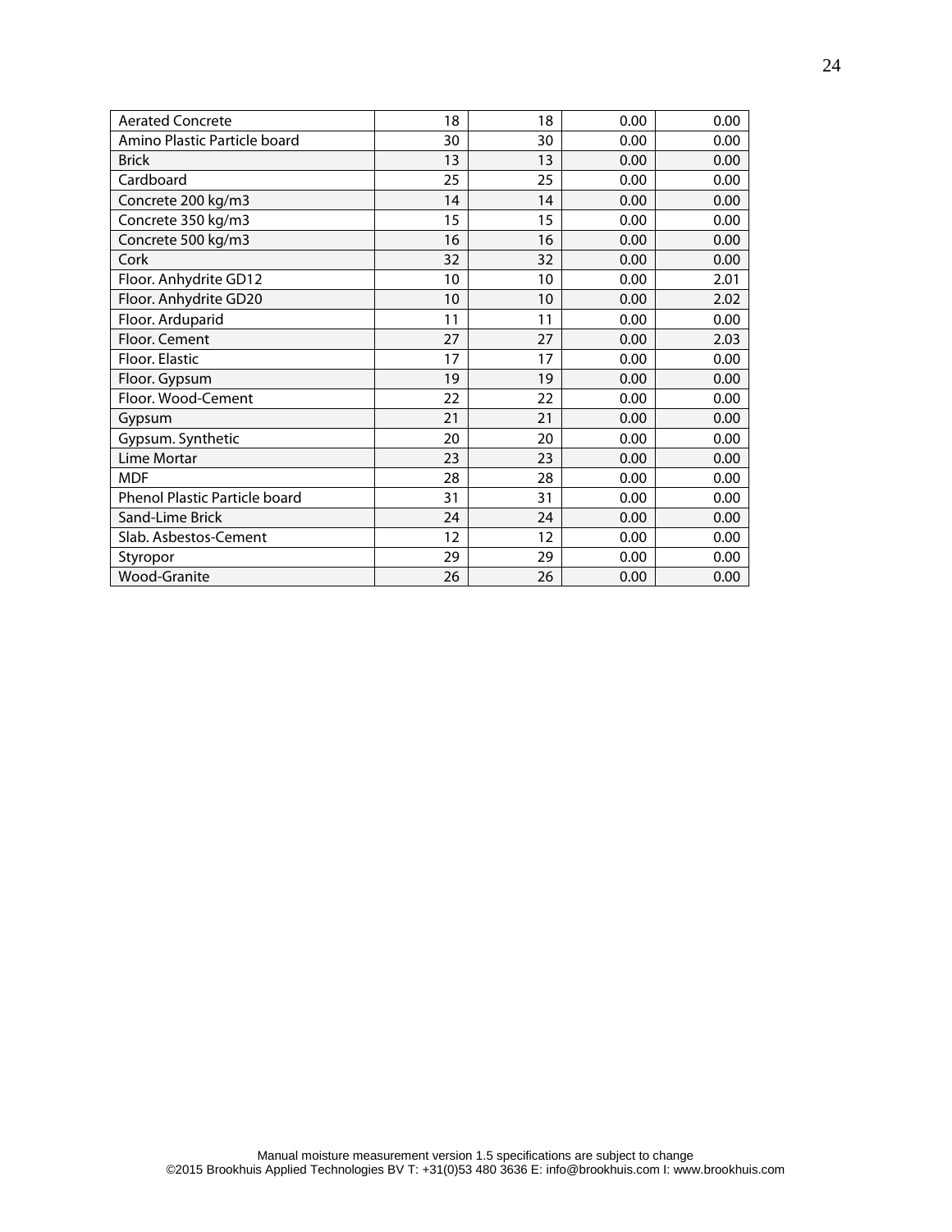| | | | | |
|---|---|---|---|---|
| Aerated Concrete | 18 | 18 | 0.00 | 0.00 |
| Amino Plastic Particle board | 30 | 30 | 0.00 | 0.00 |
| Brick | 13 | 13 | 0.00 | 0.00 |
| Cardboard | 25 | 25 | 0.00 | 0.00 |
| Concrete 200 kg/m3 | 14 | 14 | 0.00 | 0.00 |
| Concrete 350 kg/m3 | 15 | 15 | 0.00 | 0.00 |
| Concrete 500 kg/m3 | 16 | 16 | 0.00 | 0.00 |
| Cork | 32 | 32 | 0.00 | 0.00 |
| Floor. Anhydrite GD12 | 10 | 10 | 0.00 | 2.01 |
| Floor. Anhydrite GD20 | 10 | 10 | 0.00 | 2.02 |
| Floor. Arduparid | 11 | 11 | 0.00 | 0.00 |
| Floor. Cement | 27 | 27 | 0.00 | 2.03 |
| Floor. Elastic | 17 | 17 | 0.00 | 0.00 |
| Floor. Gypsum | 19 | 19 | 0.00 | 0.00 |
| Floor. Wood-Cement | 22 | 22 | 0.00 | 0.00 |
| Gypsum | 21 | 21 | 0.00 | 0.00 |
| Gypsum. Synthetic | 20 | 20 | 0.00 | 0.00 |
| Lime Mortar | 23 | 23 | 0.00 | 0.00 |
| MDF | 28 | 28 | 0.00 | 0.00 |
| Phenol Plastic Particle board | 31 | 31 | 0.00 | 0.00 |
| Sand-Lime Brick | 24 | 24 | 0.00 | 0.00 |
| Slab. Asbestos-Cement | 12 | 12 | 0.00 | 0.00 |
| Styropor | 29 | 29 | 0.00 | 0.00 |
| Wood-Granite | 26 | 26 | 0.00 | 0.00 |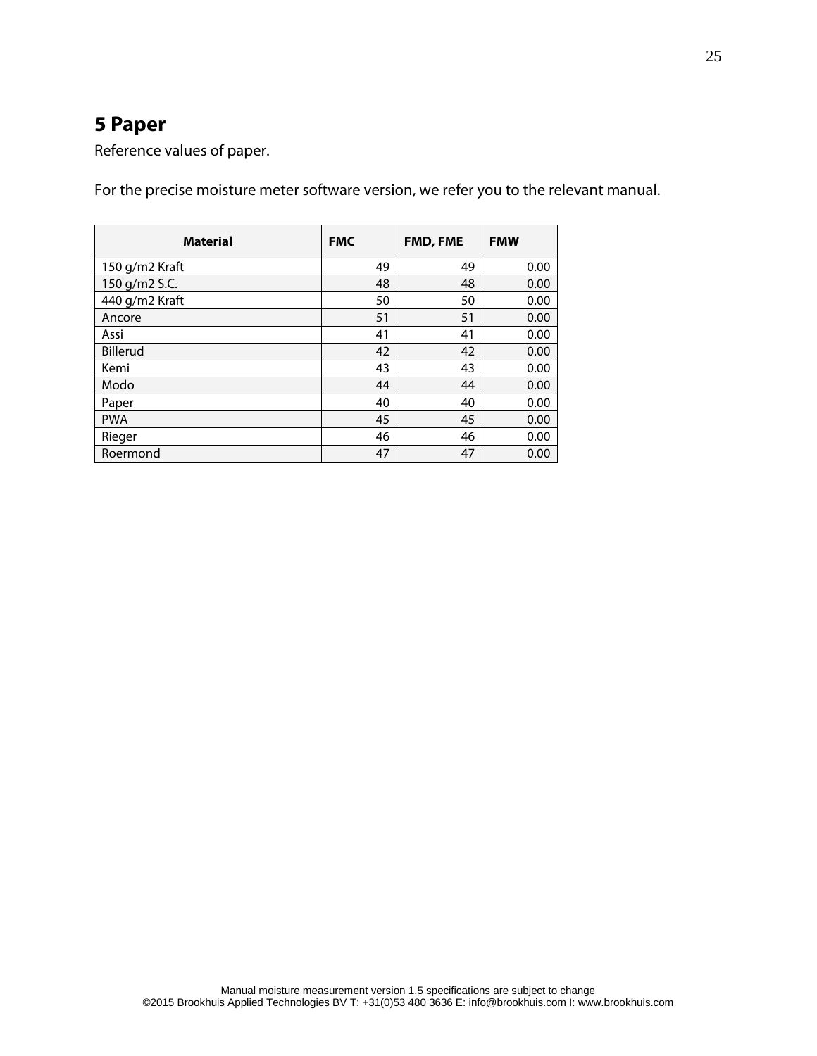# 5 Paper

Reference values of paper.

For the precise moisture meter software version, we refer you to the relevant manual.

| Material | FMC | FMD, FME | FMW |
|---|---|---|---|
| 150 g/m2 Kraft | 49 | 49 | 0.00 |
| 150 g/m2 S.C. | 48 | 48 | 0.00 |
| 440 g/m2 Kraft | 50 | 50 | 0.00 |
| Ancore | 51 | 51 | 0.00 |
| Assi | 41 | 41 | 0.00 |
| Billerud | 42 | 42 | 0.00 |
| Kemi | 43 | 43 | 0.00 |
| Modo | 44 | 44 | 0.00 |
| Paper | 40 | 40 | 0.00 |
| PWA | 45 | 45 | 0.00 |
| Rieger | 46 | 46 | 0.00 |
| Roermond | 47 | 47 | 0.00 |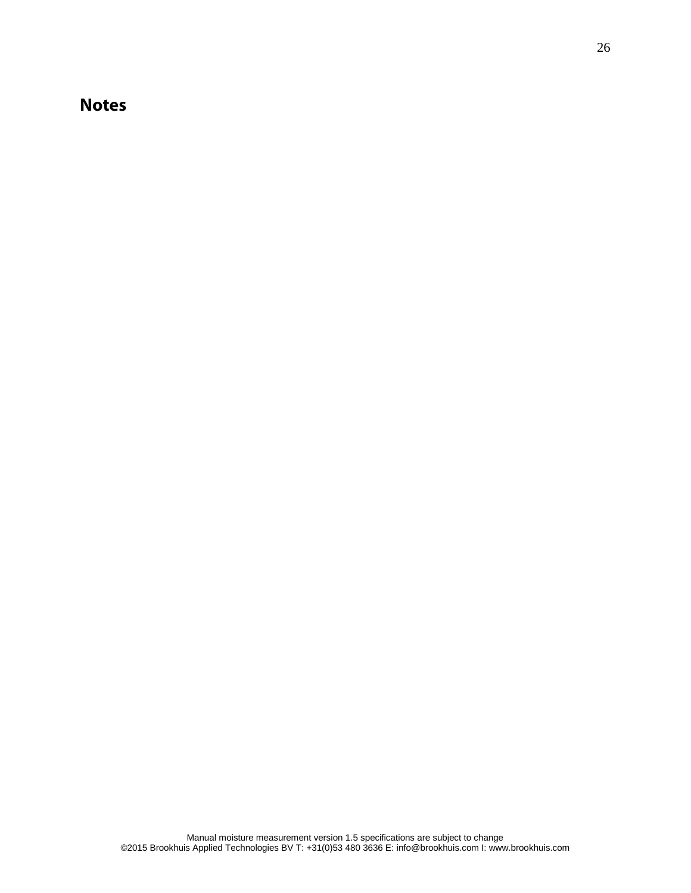## Notes